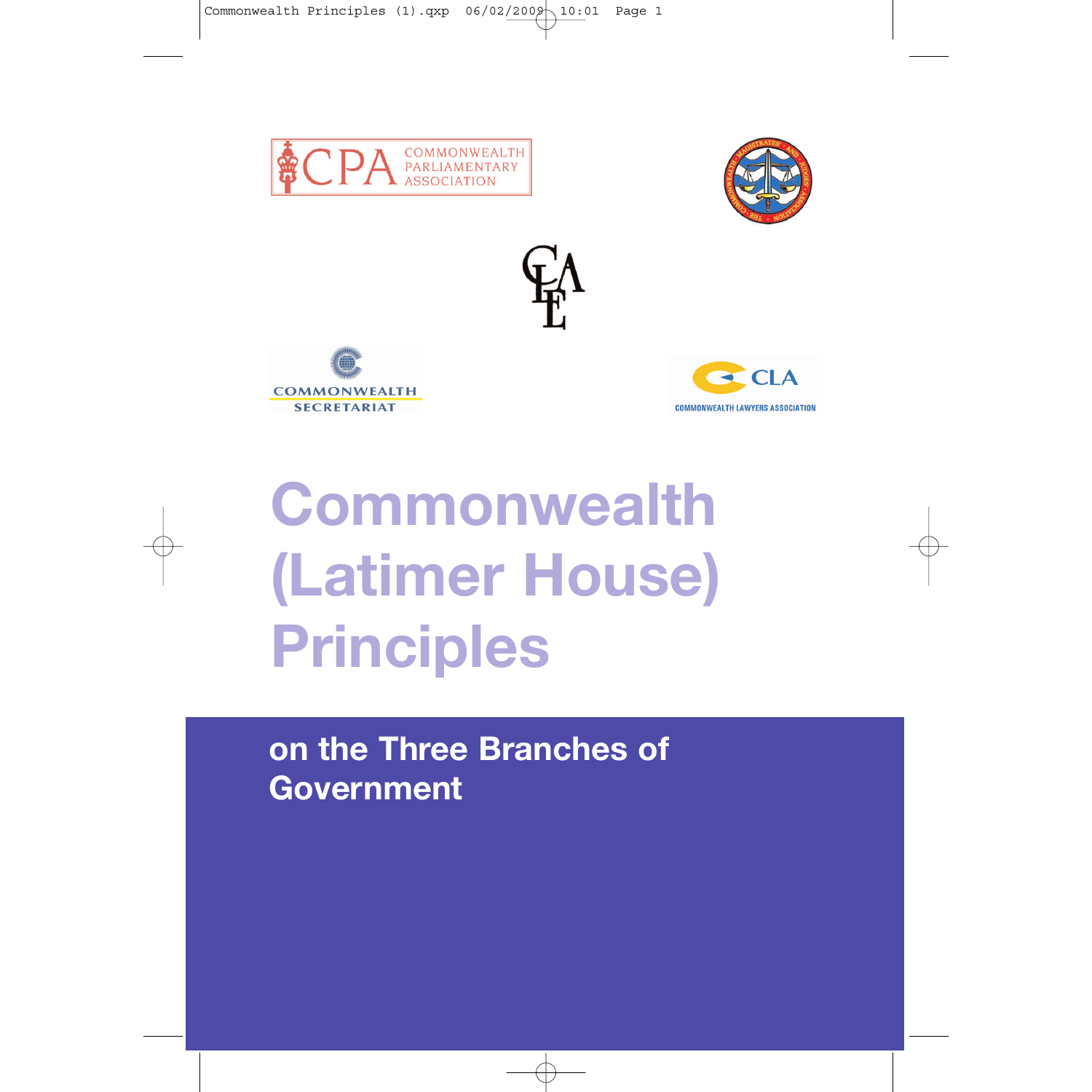COMMONWEALTH PARLIAMENTARY ASSOCIATION

COMMONWEALTH SECRETARIAT

COMMONWEALTH LAWYERS ASSOCIATION

# Commonwealth (Latimer House) Principles

## on the Three Branches of Government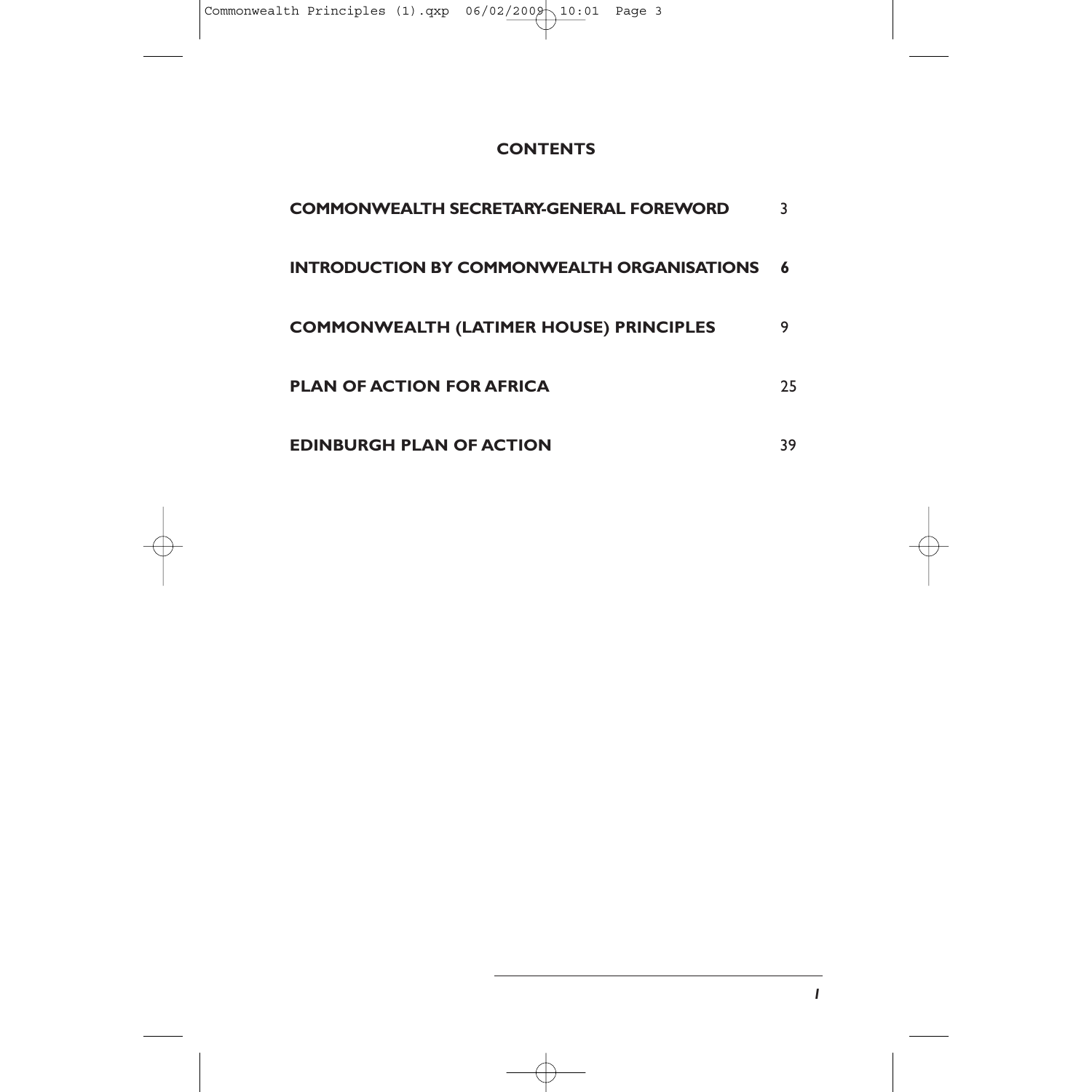## CONTENTS

| | |
|---|---|
| **COMMONWEALTH SECRETARY-GENERAL FOREWORD** | 3 |
| **INTRODUCTION BY COMMONWEALTH ORGANISATIONS** | **6** |
| **COMMONWEALTH (LATIMER HOUSE) PRINCIPLES** | 9 |
| **PLAN OF ACTION FOR AFRICA** | 25 |
| **EDINBURGH PLAN OF ACTION** | 39 |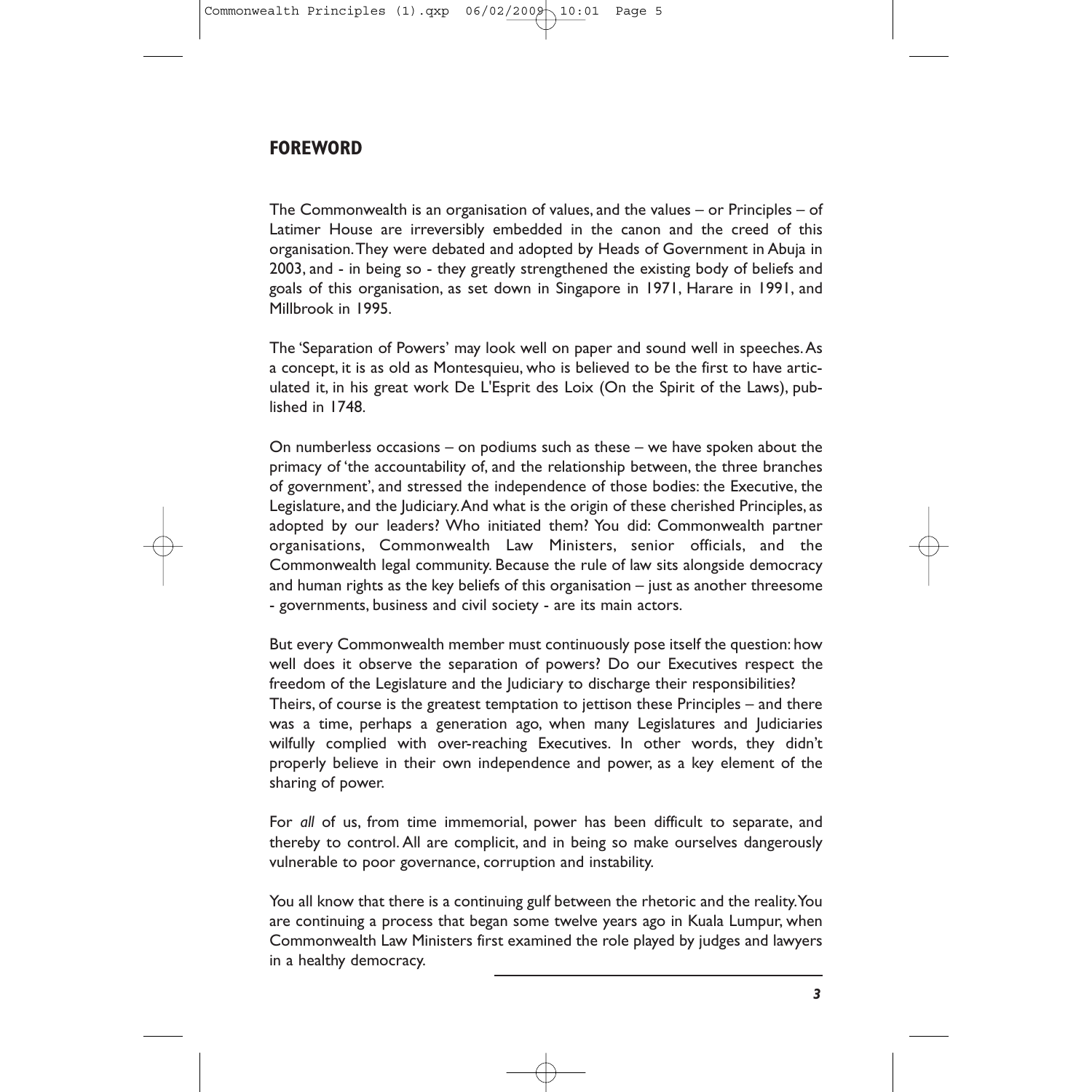## FOREWORD

The Commonwealth is an organisation of values, and the values – or Principles – of Latimer House are irreversibly embedded in the canon and the creed of this organisation. They were debated and adopted by Heads of Government in Abuja in 2003, and - in being so - they greatly strengthened the existing body of beliefs and goals of this organisation, as set down in Singapore in 1971, Harare in 1991, and Millbrook in 1995.

The 'Separation of Powers' may look well on paper and sound well in speeches. As a concept, it is as old as Montesquieu, who is believed to be the first to have articulated it, in his great work De L'Esprit des Loix (On the Spirit of the Laws), published in 1748.

On numberless occasions – on podiums such as these – we have spoken about the primacy of 'the accountability of, and the relationship between, the three branches of government', and stressed the independence of those bodies: the Executive, the Legislature, and the Judiciary. And what is the origin of these cherished Principles, as adopted by our leaders? Who initiated them? You did: Commonwealth partner organisations, Commonwealth Law Ministers, senior officials, and the Commonwealth legal community. Because the rule of law sits alongside democracy and human rights as the key beliefs of this organisation – just as another threesome - governments, business and civil society - are its main actors.

But every Commonwealth member must continuously pose itself the question: how well does it observe the separation of powers? Do our Executives respect the freedom of the Legislature and the Judiciary to discharge their responsibilities? Theirs, of course is the greatest temptation to jettison these Principles – and there was a time, perhaps a generation ago, when many Legislatures and Judiciaries wilfully complied with over-reaching Executives. In other words, they didn't properly believe in their own independence and power, as a key element of the sharing of power.

For *all* of us, from time immemorial, power has been difficult to separate, and thereby to control. All are complicit, and in being so make ourselves dangerously vulnerable to poor governance, corruption and instability.

You all know that there is a continuing gulf between the rhetoric and the reality. You are continuing a process that began some twelve years ago in Kuala Lumpur, when Commonwealth Law Ministers first examined the role played by judges and lawyers in a healthy democracy.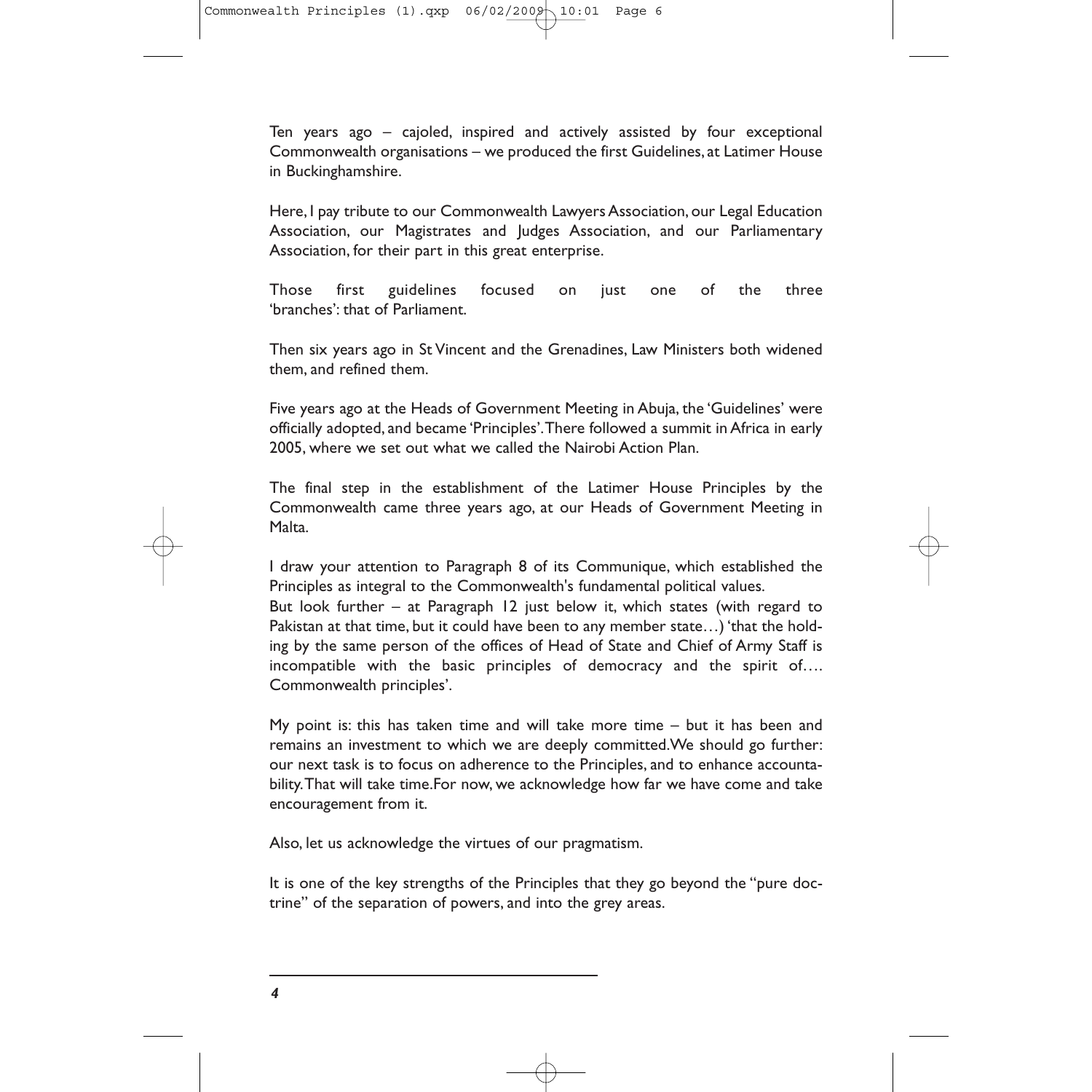Ten years ago – cajoled, inspired and actively assisted by four exceptional Commonwealth organisations – we produced the first Guidelines, at Latimer House in Buckinghamshire.

Here, I pay tribute to our Commonwealth Lawyers Association, our Legal Education Association, our Magistrates and Judges Association, and our Parliamentary Association, for their part in this great enterprise.

Those first guidelines focused on just one of the three 'branches': that of Parliament.

Then six years ago in St Vincent and the Grenadines, Law Ministers both widened them, and refined them.

Five years ago at the Heads of Government Meeting in Abuja, the 'Guidelines' were officially adopted, and became 'Principles'. There followed a summit in Africa in early 2005, where we set out what we called the Nairobi Action Plan.

The final step in the establishment of the Latimer House Principles by the Commonwealth came three years ago, at our Heads of Government Meeting in Malta.

I draw your attention to Paragraph 8 of its Communique, which established the Principles as integral to the Commonwealth's fundamental political values.

But look further – at Paragraph 12 just below it, which states (with regard to Pakistan at that time, but it could have been to any member state…) 'that the holding by the same person of the offices of Head of State and Chief of Army Staff is incompatible with the basic principles of democracy and the spirit of…. Commonwealth principles'.

My point is: this has taken time and will take more time – but it has been and remains an investment to which we are deeply committed. We should go further: our next task is to focus on adherence to the Principles, and to enhance accountability. That will take time. For now, we acknowledge how far we have come and take encouragement from it.

Also, let us acknowledge the virtues of our pragmatism.

It is one of the key strengths of the Principles that they go beyond the "pure doctrine" of the separation of powers, and into the grey areas.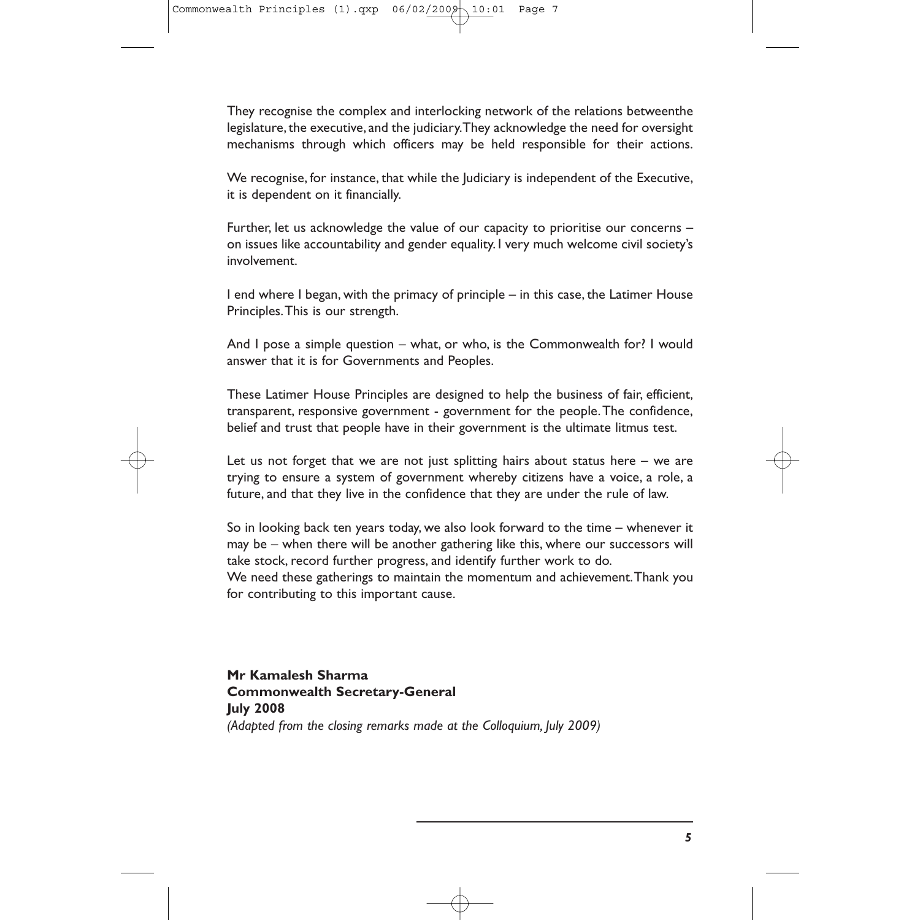They recognise the complex and interlocking network of the relations betweenthe legislature, the executive, and the judiciary. They acknowledge the need for oversight mechanisms through which officers may be held responsible for their actions.

We recognise, for instance, that while the Judiciary is independent of the Executive, it is dependent on it financially.

Further, let us acknowledge the value of our capacity to prioritise our concerns – on issues like accountability and gender equality. I very much welcome civil society's involvement.

I end where I began, with the primacy of principle – in this case, the Latimer House Principles. This is our strength.

And I pose a simple question – what, or who, is the Commonwealth for? I would answer that it is for Governments and Peoples.

These Latimer House Principles are designed to help the business of fair, efficient, transparent, responsive government - government for the people. The confidence, belief and trust that people have in their government is the ultimate litmus test.

Let us not forget that we are not just splitting hairs about status here – we are trying to ensure a system of government whereby citizens have a voice, a role, a future, and that they live in the confidence that they are under the rule of law.

So in looking back ten years today, we also look forward to the time – whenever it may be – when there will be another gathering like this, where our successors will take stock, record further progress, and identify further work to do.
We need these gatherings to maintain the momentum and achievement. Thank you for contributing to this important cause.

**Mr Kamalesh Sharma**
**Commonwealth Secretary-General**
**July 2008**
*(Adapted from the closing remarks made at the Colloquium, July 2009)*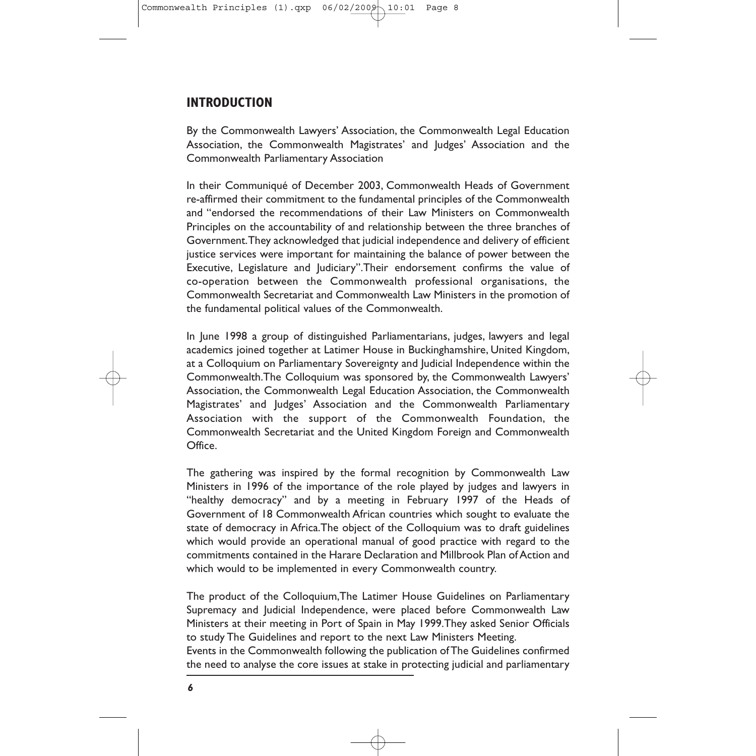## INTRODUCTION

By the Commonwealth Lawyers' Association, the Commonwealth Legal Education Association, the Commonwealth Magistrates' and Judges' Association and the Commonwealth Parliamentary Association

In their Communiqué of December 2003, Commonwealth Heads of Government re-affirmed their commitment to the fundamental principles of the Commonwealth and "endorsed the recommendations of their Law Ministers on Commonwealth Principles on the accountability of and relationship between the three branches of Government. They acknowledged that judicial independence and delivery of efficient justice services were important for maintaining the balance of power between the Executive, Legislature and Judiciary". Their endorsement confirms the value of co-operation between the Commonwealth professional organisations, the Commonwealth Secretariat and Commonwealth Law Ministers in the promotion of the fundamental political values of the Commonwealth.

In June 1998 a group of distinguished Parliamentarians, judges, lawyers and legal academics joined together at Latimer House in Buckinghamshire, United Kingdom, at a Colloquium on Parliamentary Sovereignty and Judicial Independence within the Commonwealth. The Colloquium was sponsored by, the Commonwealth Lawyers' Association, the Commonwealth Legal Education Association, the Commonwealth Magistrates' and Judges' Association and the Commonwealth Parliamentary Association with the support of the Commonwealth Foundation, the Commonwealth Secretariat and the United Kingdom Foreign and Commonwealth Office.

The gathering was inspired by the formal recognition by Commonwealth Law Ministers in 1996 of the importance of the role played by judges and lawyers in "healthy democracy" and by a meeting in February 1997 of the Heads of Government of 18 Commonwealth African countries which sought to evaluate the state of democracy in Africa. The object of the Colloquium was to draft guidelines which would provide an operational manual of good practice with regard to the commitments contained in the Harare Declaration and Millbrook Plan of Action and which would to be implemented in every Commonwealth country.

The product of the Colloquium, The Latimer House Guidelines on Parliamentary Supremacy and Judicial Independence, were placed before Commonwealth Law Ministers at their meeting in Port of Spain in May 1999. They asked Senior Officials to study The Guidelines and report to the next Law Ministers Meeting.

Events in the Commonwealth following the publication of The Guidelines confirmed the need to analyse the core issues at stake in protecting judicial and parliamentary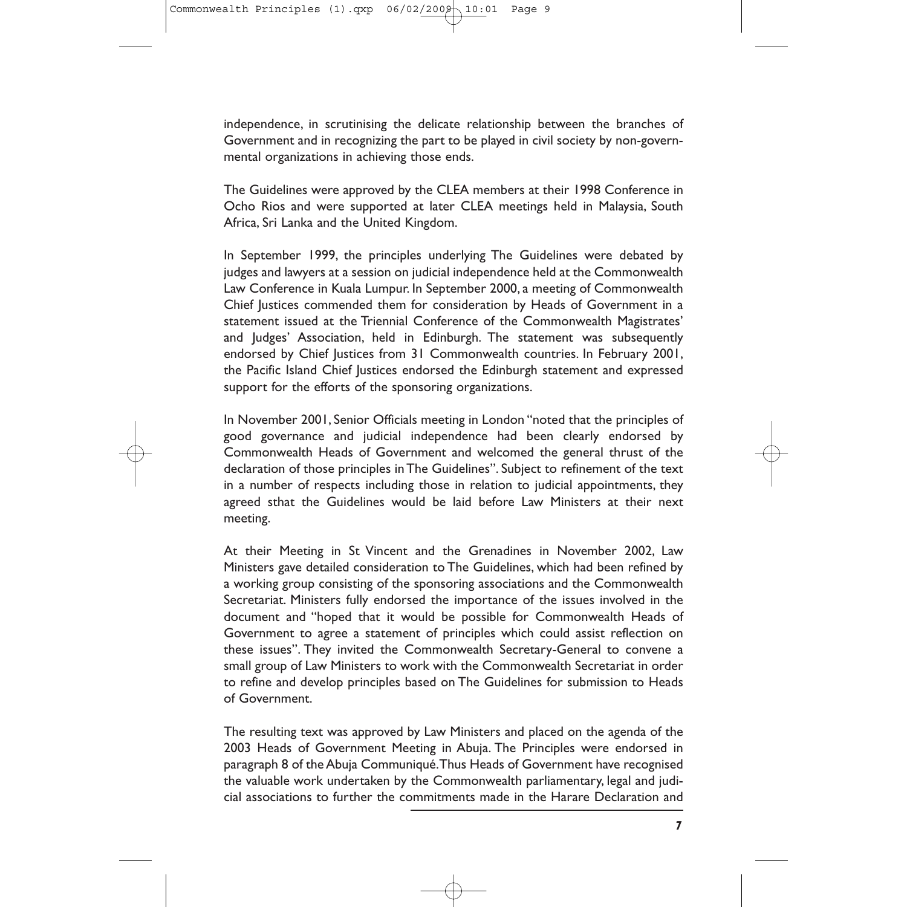independence, in scrutinising the delicate relationship between the branches of Government and in recognizing the part to be played in civil society by non-governmental organizations in achieving those ends.

The Guidelines were approved by the CLEA members at their 1998 Conference in Ocho Rios and were supported at later CLEA meetings held in Malaysia, South Africa, Sri Lanka and the United Kingdom.

In September 1999, the principles underlying The Guidelines were debated by judges and lawyers at a session on judicial independence held at the Commonwealth Law Conference in Kuala Lumpur. In September 2000, a meeting of Commonwealth Chief Justices commended them for consideration by Heads of Government in a statement issued at the Triennial Conference of the Commonwealth Magistrates' and Judges' Association, held in Edinburgh. The statement was subsequently endorsed by Chief Justices from 31 Commonwealth countries. In February 2001, the Pacific Island Chief Justices endorsed the Edinburgh statement and expressed support for the efforts of the sponsoring organizations.

In November 2001, Senior Officials meeting in London "noted that the principles of good governance and judicial independence had been clearly endorsed by Commonwealth Heads of Government and welcomed the general thrust of the declaration of those principles in The Guidelines". Subject to refinement of the text in a number of respects including those in relation to judicial appointments, they agreed sthat the Guidelines would be laid before Law Ministers at their next meeting.

At their Meeting in St Vincent and the Grenadines in November 2002, Law Ministers gave detailed consideration to The Guidelines, which had been refined by a working group consisting of the sponsoring associations and the Commonwealth Secretariat. Ministers fully endorsed the importance of the issues involved in the document and "hoped that it would be possible for Commonwealth Heads of Government to agree a statement of principles which could assist reflection on these issues". They invited the Commonwealth Secretary-General to convene a small group of Law Ministers to work with the Commonwealth Secretariat in order to refine and develop principles based on The Guidelines for submission to Heads of Government.

The resulting text was approved by Law Ministers and placed on the agenda of the 2003 Heads of Government Meeting in Abuja. The Principles were endorsed in paragraph 8 of the Abuja Communiqué. Thus Heads of Government have recognised the valuable work undertaken by the Commonwealth parliamentary, legal and judicial associations to further the commitments made in the Harare Declaration and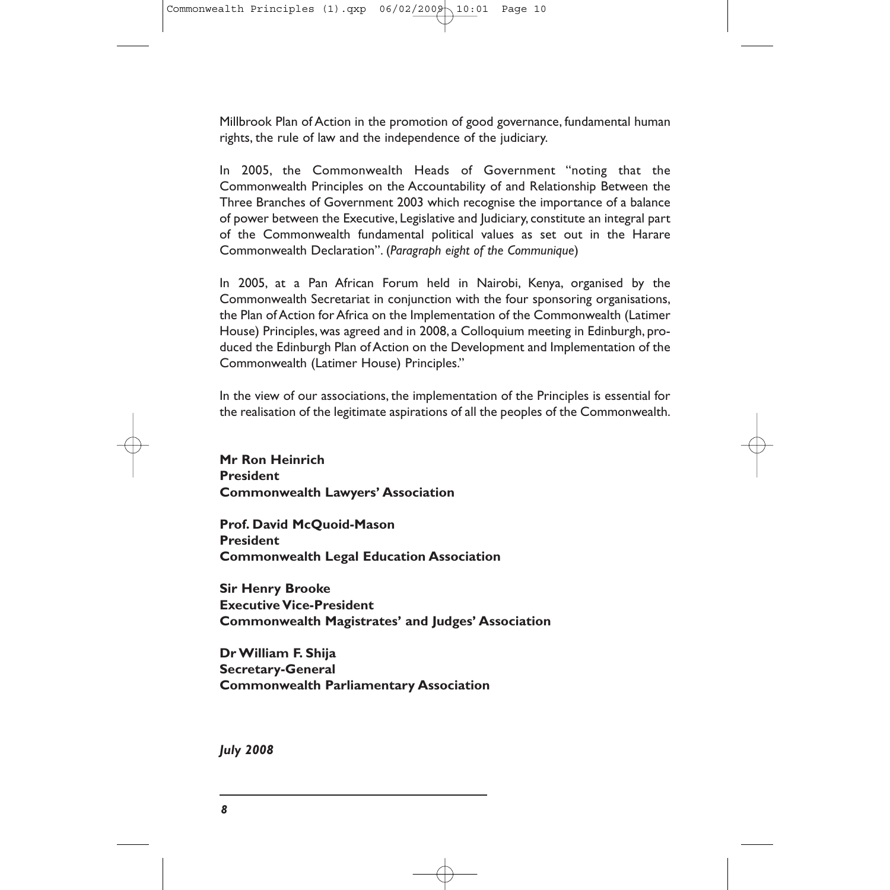Millbrook Plan of Action in the promotion of good governance, fundamental human rights, the rule of law and the independence of the judiciary.

In 2005, the Commonwealth Heads of Government "noting that the Commonwealth Principles on the Accountability of and Relationship Between the Three Branches of Government 2003 which recognise the importance of a balance of power between the Executive, Legislative and Judiciary, constitute an integral part of the Commonwealth fundamental political values as set out in the Harare Commonwealth Declaration". (*Paragraph eight of the Communique*)

In 2005, at a Pan African Forum held in Nairobi, Kenya, organised by the Commonwealth Secretariat in conjunction with the four sponsoring organisations, the Plan of Action for Africa on the Implementation of the Commonwealth (Latimer House) Principles, was agreed and in 2008, a Colloquium meeting in Edinburgh, produced the Edinburgh Plan of Action on the Development and Implementation of the Commonwealth (Latimer House) Principles."

In the view of our associations, the implementation of the Principles is essential for the realisation of the legitimate aspirations of all the peoples of the Commonwealth.

**Mr Ron Heinrich**
**President**
**Commonwealth Lawyers' Association**

**Prof. David McQuoid-Mason**
**President**
**Commonwealth Legal Education Association**

**Sir Henry Brooke**
**Executive Vice-President**
**Commonwealth Magistrates' and Judges' Association**

**Dr William F. Shija**
**Secretary-General**
**Commonwealth Parliamentary Association**

***July 2008***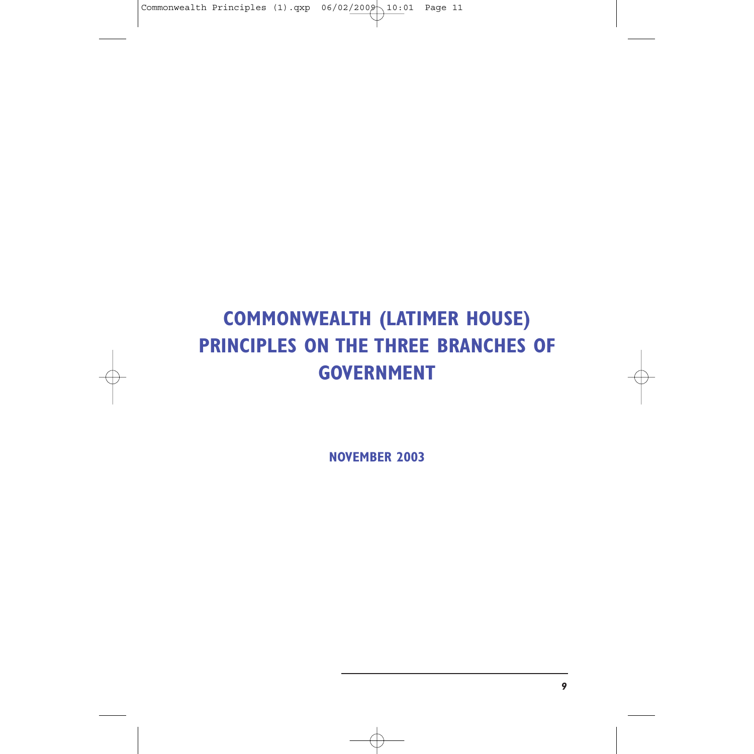# COMMONWEALTH (LATIMER HOUSE) PRINCIPLES ON THE THREE BRANCHES OF GOVERNMENT

**NOVEMBER 2003**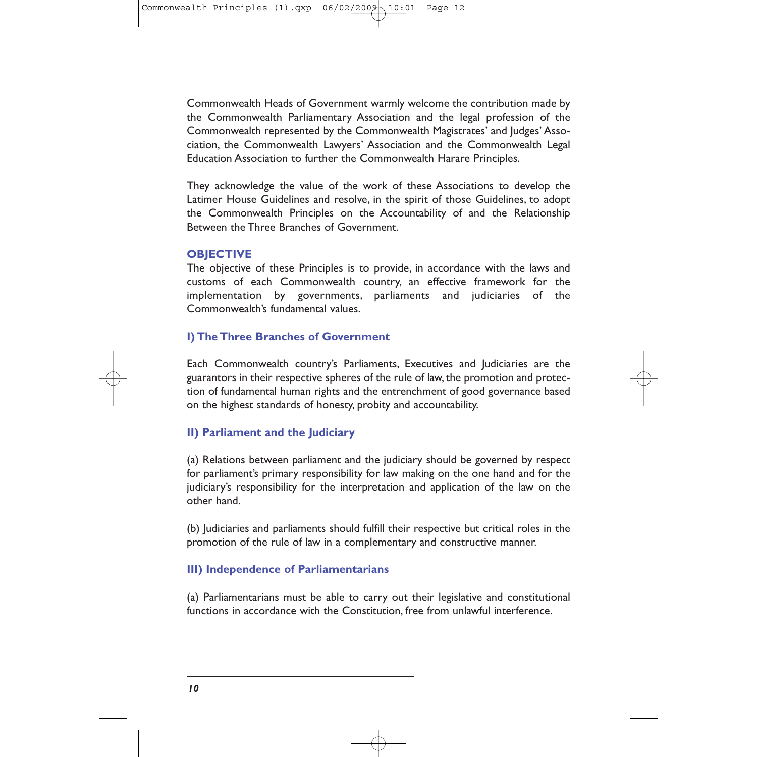Commonwealth Heads of Government warmly welcome the contribution made by the Commonwealth Parliamentary Association and the legal profession of the Commonwealth represented by the Commonwealth Magistrates' and Judges' Association, the Commonwealth Lawyers' Association and the Commonwealth Legal Education Association to further the Commonwealth Harare Principles.

They acknowledge the value of the work of these Associations to develop the Latimer House Guidelines and resolve, in the spirit of those Guidelines, to adopt the Commonwealth Principles on the Accountability of and the Relationship Between the Three Branches of Government.

## OBJECTIVE

The objective of these Principles is to provide, in accordance with the laws and customs of each Commonwealth country, an effective framework for the implementation by governments, parliaments and judiciaries of the Commonwealth's fundamental values.

### I) The Three Branches of Government

Each Commonwealth country's Parliaments, Executives and Judiciaries are the guarantors in their respective spheres of the rule of law, the promotion and protection of fundamental human rights and the entrenchment of good governance based on the highest standards of honesty, probity and accountability.

### II) Parliament and the Judiciary

(a) Relations between parliament and the judiciary should be governed by respect for parliament's primary responsibility for law making on the one hand and for the judiciary's responsibility for the interpretation and application of the law on the other hand.

(b) Judiciaries and parliaments should fulfill their respective but critical roles in the promotion of the rule of law in a complementary and constructive manner.

### III) Independence of Parliamentarians

(a) Parliamentarians must be able to carry out their legislative and constitutional functions in accordance with the Constitution, free from unlawful interference.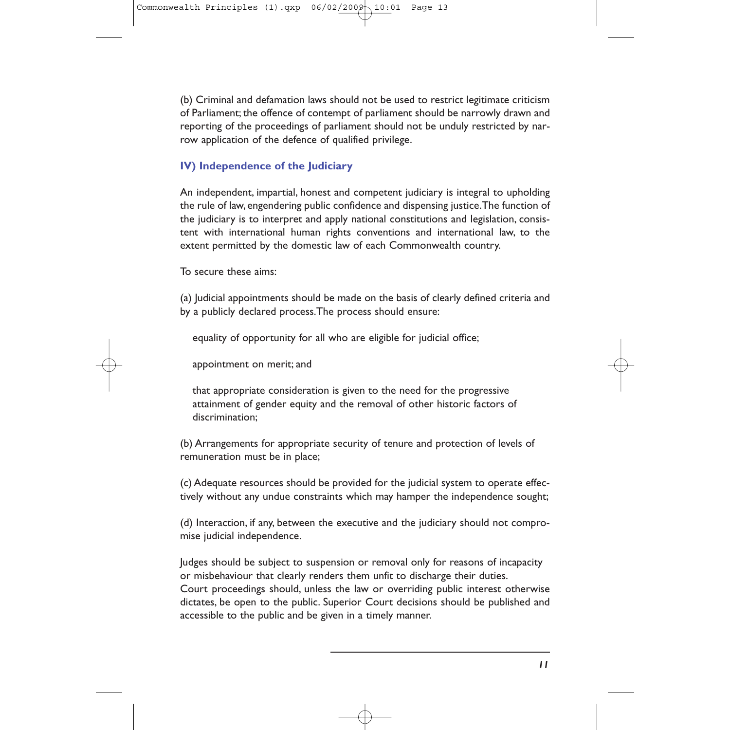(b) Criminal and defamation laws should not be used to restrict legitimate criticism of Parliament; the offence of contempt of parliament should be narrowly drawn and reporting of the proceedings of parliament should not be unduly restricted by narrow application of the defence of qualified privilege.

### IV) Independence of the Judiciary

An independent, impartial, honest and competent judiciary is integral to upholding the rule of law, engendering public confidence and dispensing justice. The function of the judiciary is to interpret and apply national constitutions and legislation, consistent with international human rights conventions and international law, to the extent permitted by the domestic law of each Commonwealth country.

To secure these aims:

(a) Judicial appointments should be made on the basis of clearly defined criteria and by a publicly declared process. The process should ensure:

equality of opportunity for all who are eligible for judicial office;

appointment on merit; and

that appropriate consideration is given to the need for the progressive attainment of gender equity and the removal of other historic factors of discrimination;

(b) Arrangements for appropriate security of tenure and protection of levels of remuneration must be in place;

(c) Adequate resources should be provided for the judicial system to operate effectively without any undue constraints which may hamper the independence sought;

(d) Interaction, if any, between the executive and the judiciary should not compromise judicial independence.

Judges should be subject to suspension or removal only for reasons of incapacity or misbehaviour that clearly renders them unfit to discharge their duties. Court proceedings should, unless the law or overriding public interest otherwise dictates, be open to the public. Superior Court decisions should be published and accessible to the public and be given in a timely manner.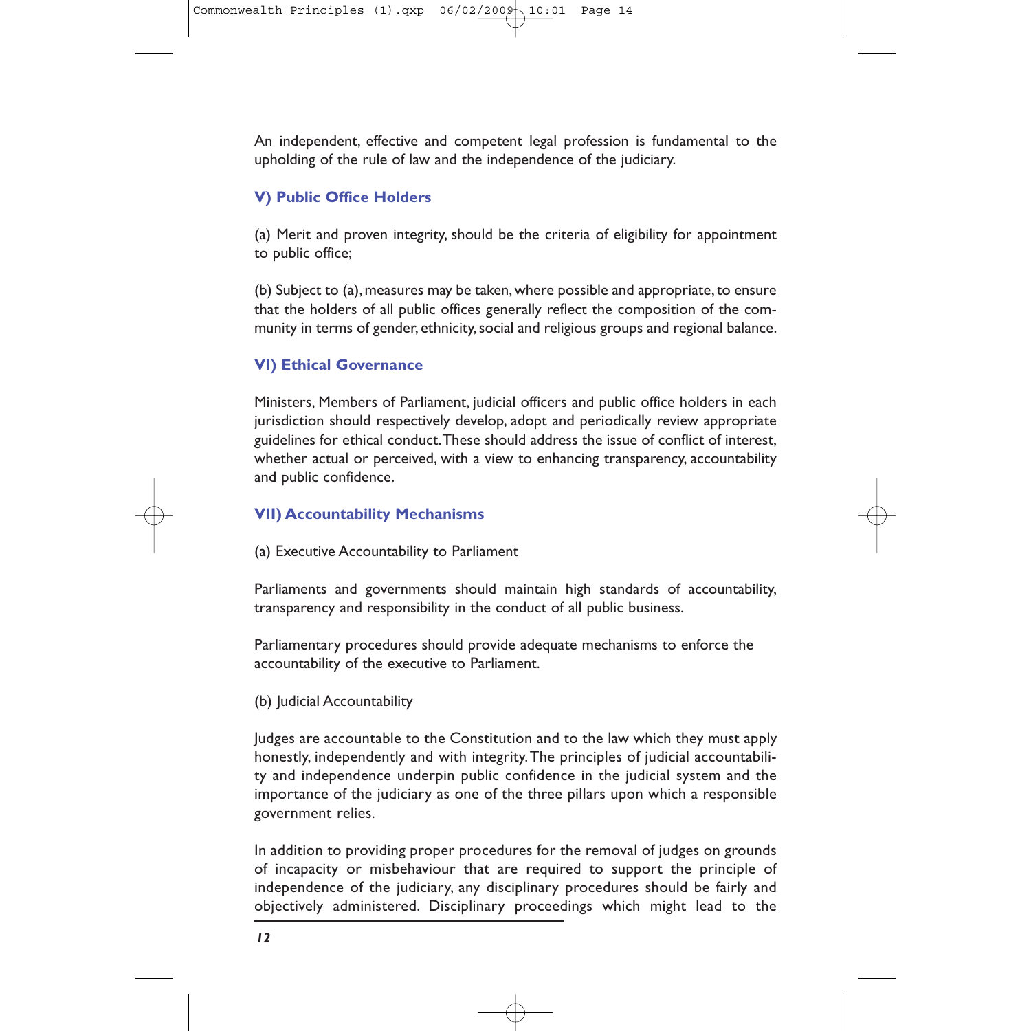An independent, effective and competent legal profession is fundamental to the upholding of the rule of law and the independence of the judiciary.

### V) Public Office Holders

(a) Merit and proven integrity, should be the criteria of eligibility for appointment to public office;

(b) Subject to (a), measures may be taken, where possible and appropriate, to ensure that the holders of all public offices generally reflect the composition of the community in terms of gender, ethnicity, social and religious groups and regional balance.

### VI) Ethical Governance

Ministers, Members of Parliament, judicial officers and public office holders in each jurisdiction should respectively develop, adopt and periodically review appropriate guidelines for ethical conduct. These should address the issue of conflict of interest, whether actual or perceived, with a view to enhancing transparency, accountability and public confidence.

### VII) Accountability Mechanisms

(a) Executive Accountability to Parliament

Parliaments and governments should maintain high standards of accountability, transparency and responsibility in the conduct of all public business.

Parliamentary procedures should provide adequate mechanisms to enforce the accountability of the executive to Parliament.

(b) Judicial Accountability

Judges are accountable to the Constitution and to the law which they must apply honestly, independently and with integrity. The principles of judicial accountability and independence underpin public confidence in the judicial system and the importance of the judiciary as one of the three pillars upon which a responsible government relies.

In addition to providing proper procedures for the removal of judges on grounds of incapacity or misbehaviour that are required to support the principle of independence of the judiciary, any disciplinary procedures should be fairly and objectively administered. Disciplinary proceedings which might lead to the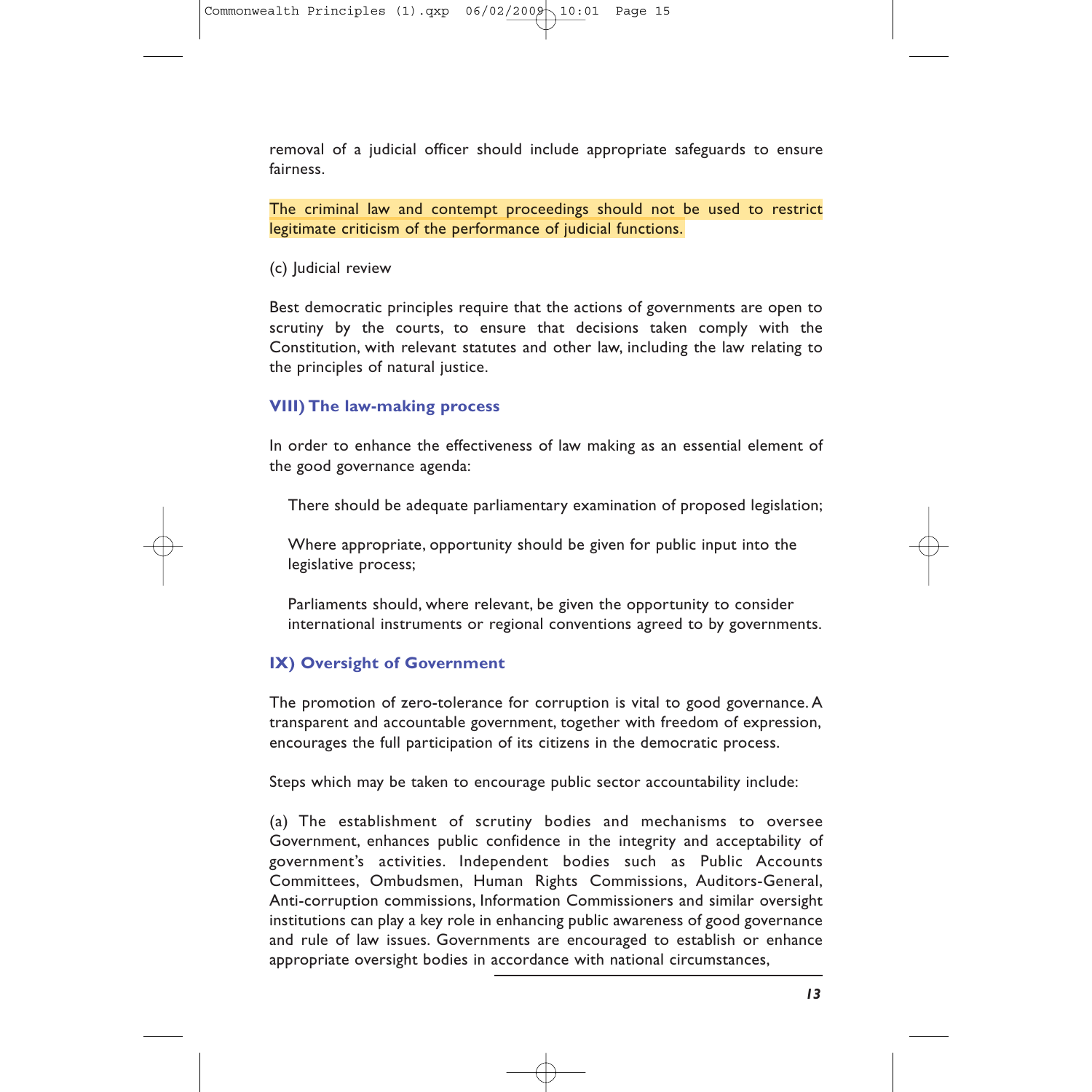removal of a judicial officer should include appropriate safeguards to ensure fairness.

The criminal law and contempt proceedings should not be used to restrict legitimate criticism of the performance of judicial functions.

(c) Judicial review

Best democratic principles require that the actions of governments are open to scrutiny by the courts, to ensure that decisions taken comply with the Constitution, with relevant statutes and other law, including the law relating to the principles of natural justice.

### VIII) The law-making process

In order to enhance the effectiveness of law making as an essential element of the good governance agenda:

There should be adequate parliamentary examination of proposed legislation;

Where appropriate, opportunity should be given for public input into the legislative process;

Parliaments should, where relevant, be given the opportunity to consider international instruments or regional conventions agreed to by governments.

### IX) Oversight of Government

The promotion of zero-tolerance for corruption is vital to good governance. A transparent and accountable government, together with freedom of expression, encourages the full participation of its citizens in the democratic process.

Steps which may be taken to encourage public sector accountability include:

(a) The establishment of scrutiny bodies and mechanisms to oversee Government, enhances public confidence in the integrity and acceptability of government's activities. Independent bodies such as Public Accounts Committees, Ombudsmen, Human Rights Commissions, Auditors-General, Anti-corruption commissions, Information Commissioners and similar oversight institutions can play a key role in enhancing public awareness of good governance and rule of law issues. Governments are encouraged to establish or enhance appropriate oversight bodies in accordance with national circumstances,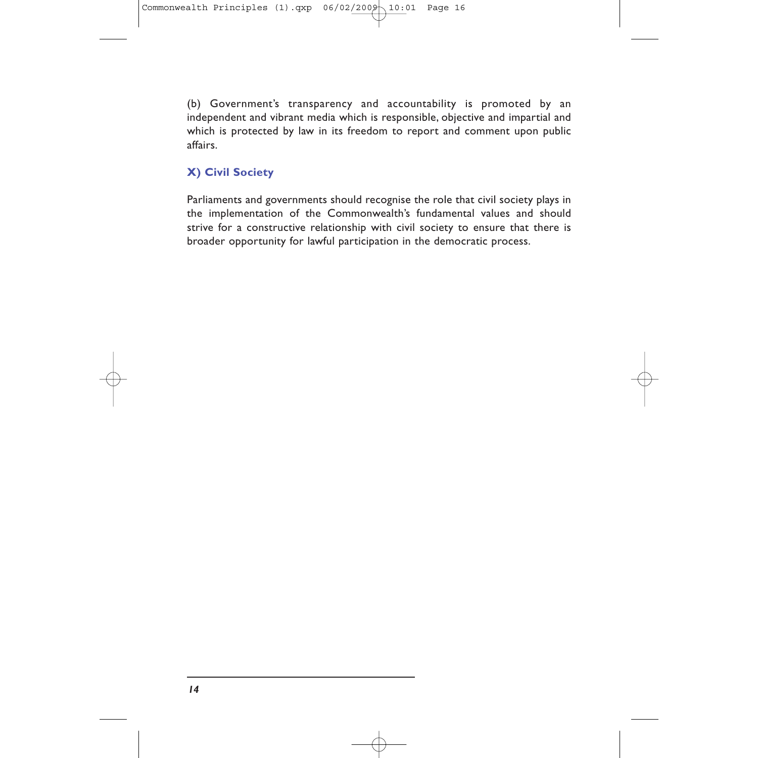(b) Government's transparency and accountability is promoted by an independent and vibrant media which is responsible, objective and impartial and which is protected by law in its freedom to report and comment upon public affairs.

### X) Civil Society

Parliaments and governments should recognise the role that civil society plays in the implementation of the Commonwealth's fundamental values and should strive for a constructive relationship with civil society to ensure that there is broader opportunity for lawful participation in the democratic process.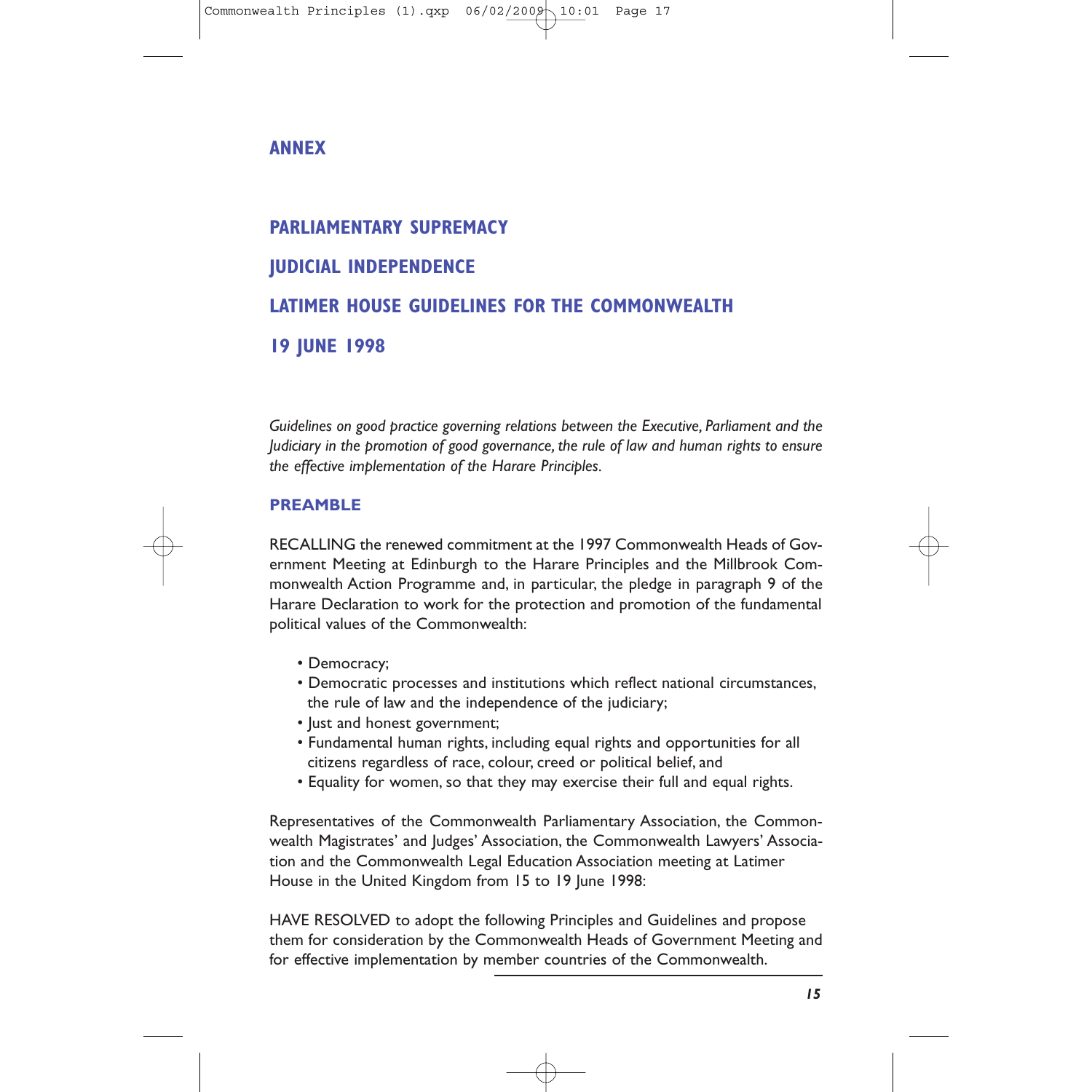# ANNEX

## PARLIAMENTARY SUPREMACY

## JUDICIAL INDEPENDENCE

## LATIMER HOUSE GUIDELINES FOR THE COMMONWEALTH

## 19 JUNE 1998

*Guidelines on good practice governing relations between the Executive, Parliament and the Judiciary in the promotion of good governance, the rule of law and human rights to ensure the effective implementation of the Harare Principles.*

### PREAMBLE

RECALLING the renewed commitment at the 1997 Commonwealth Heads of Government Meeting at Edinburgh to the Harare Principles and the Millbrook Commonwealth Action Programme and, in particular, the pledge in paragraph 9 of the Harare Declaration to work for the protection and promotion of the fundamental political values of the Commonwealth:

- Democracy;
- Democratic processes and institutions which reflect national circumstances, the rule of law and the independence of the judiciary;
- Just and honest government;
- Fundamental human rights, including equal rights and opportunities for all citizens regardless of race, colour, creed or political belief, and
- Equality for women, so that they may exercise their full and equal rights.

Representatives of the Commonwealth Parliamentary Association, the Commonwealth Magistrates' and Judges' Association, the Commonwealth Lawyers' Association and the Commonwealth Legal Education Association meeting at Latimer House in the United Kingdom from 15 to 19 June 1998:

HAVE RESOLVED to adopt the following Principles and Guidelines and propose them for consideration by the Commonwealth Heads of Government Meeting and for effective implementation by member countries of the Commonwealth.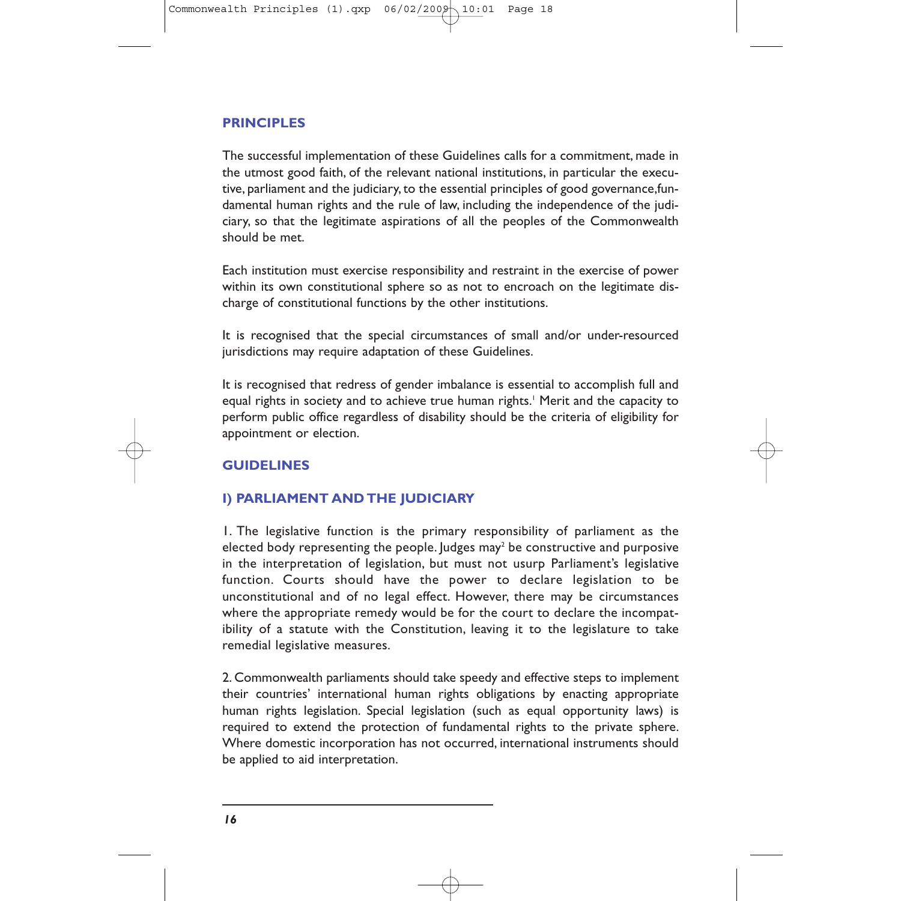## PRINCIPLES

The successful implementation of these Guidelines calls for a commitment, made in the utmost good faith, of the relevant national institutions, in particular the executive, parliament and the judiciary, to the essential principles of good governance, fundamental human rights and the rule of law, including the independence of the judiciary, so that the legitimate aspirations of all the peoples of the Commonwealth should be met.

Each institution must exercise responsibility and restraint in the exercise of power within its own constitutional sphere so as not to encroach on the legitimate discharge of constitutional functions by the other institutions.

It is recognised that the special circumstances of small and/or under-resourced jurisdictions may require adaptation of these Guidelines.

It is recognised that redress of gender imbalance is essential to accomplish full and equal rights in society and to achieve true human rights.[1] Merit and the capacity to perform public office regardless of disability should be the criteria of eligibility for appointment or election.

## GUIDELINES

### I) PARLIAMENT AND THE JUDICIARY

1. The legislative function is the primary responsibility of parliament as the elected body representing the people. Judges may[2] be constructive and purposive in the interpretation of legislation, but must not usurp Parliament's legislative function. Courts should have the power to declare legislation to be unconstitutional and of no legal effect. However, there may be circumstances where the appropriate remedy would be for the court to declare the incompatibility of a statute with the Constitution, leaving it to the legislature to take remedial legislative measures.

2. Commonwealth parliaments should take speedy and effective steps to implement their countries' international human rights obligations by enacting appropriate human rights legislation. Special legislation (such as equal opportunity laws) is required to extend the protection of fundamental rights to the private sphere. Where domestic incorporation has not occurred, international instruments should be applied to aid interpretation.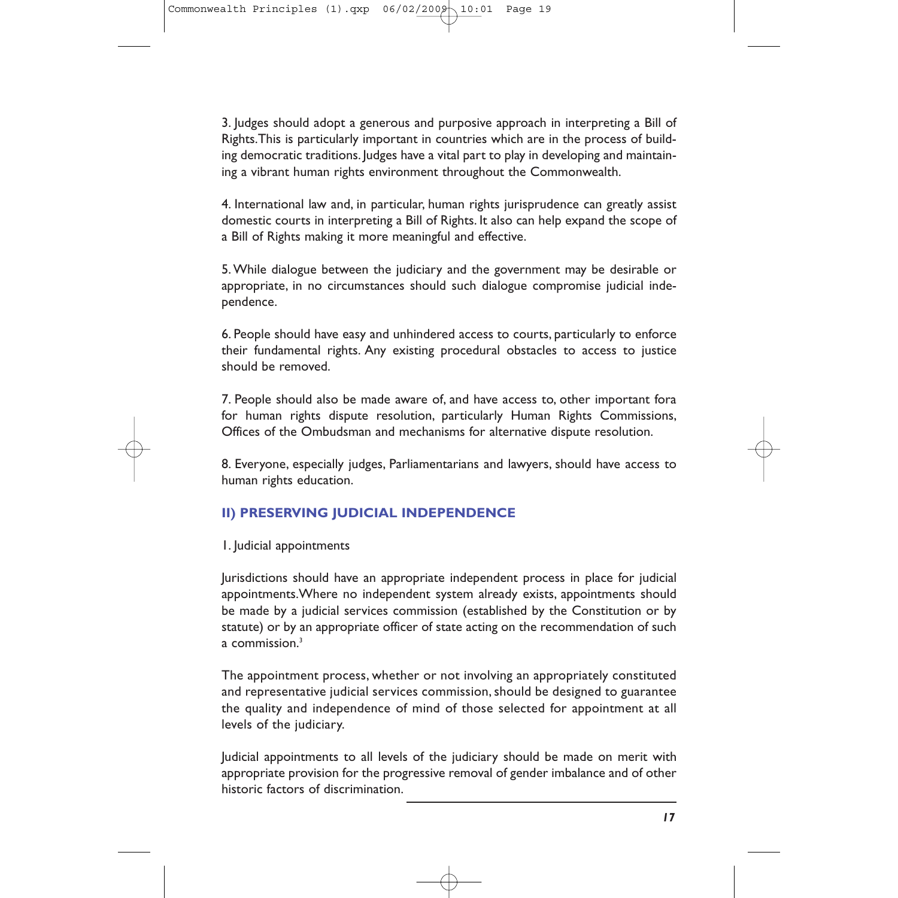3. Judges should adopt a generous and purposive approach in interpreting a Bill of Rights. This is particularly important in countries which are in the process of building democratic traditions. Judges have a vital part to play in developing and maintaining a vibrant human rights environment throughout the Commonwealth.

4. International law and, in particular, human rights jurisprudence can greatly assist domestic courts in interpreting a Bill of Rights. It also can help expand the scope of a Bill of Rights making it more meaningful and effective.

5. While dialogue between the judiciary and the government may be desirable or appropriate, in no circumstances should such dialogue compromise judicial independence.

6. People should have easy and unhindered access to courts, particularly to enforce their fundamental rights. Any existing procedural obstacles to access to justice should be removed.

7. People should also be made aware of, and have access to, other important fora for human rights dispute resolution, particularly Human Rights Commissions, Offices of the Ombudsman and mechanisms for alternative dispute resolution.

8. Everyone, especially judges, Parliamentarians and lawyers, should have access to human rights education.

## II) PRESERVING JUDICIAL INDEPENDENCE

1. Judicial appointments

Jurisdictions should have an appropriate independent process in place for judicial appointments. Where no independent system already exists, appointments should be made by a judicial services commission (established by the Constitution or by statute) or by an appropriate officer of state acting on the recommendation of such a commission.[3]

The appointment process, whether or not involving an appropriately constituted and representative judicial services commission, should be designed to guarantee the quality and independence of mind of those selected for appointment at all levels of the judiciary.

Judicial appointments to all levels of the judiciary should be made on merit with appropriate provision for the progressive removal of gender imbalance and of other historic factors of discrimination.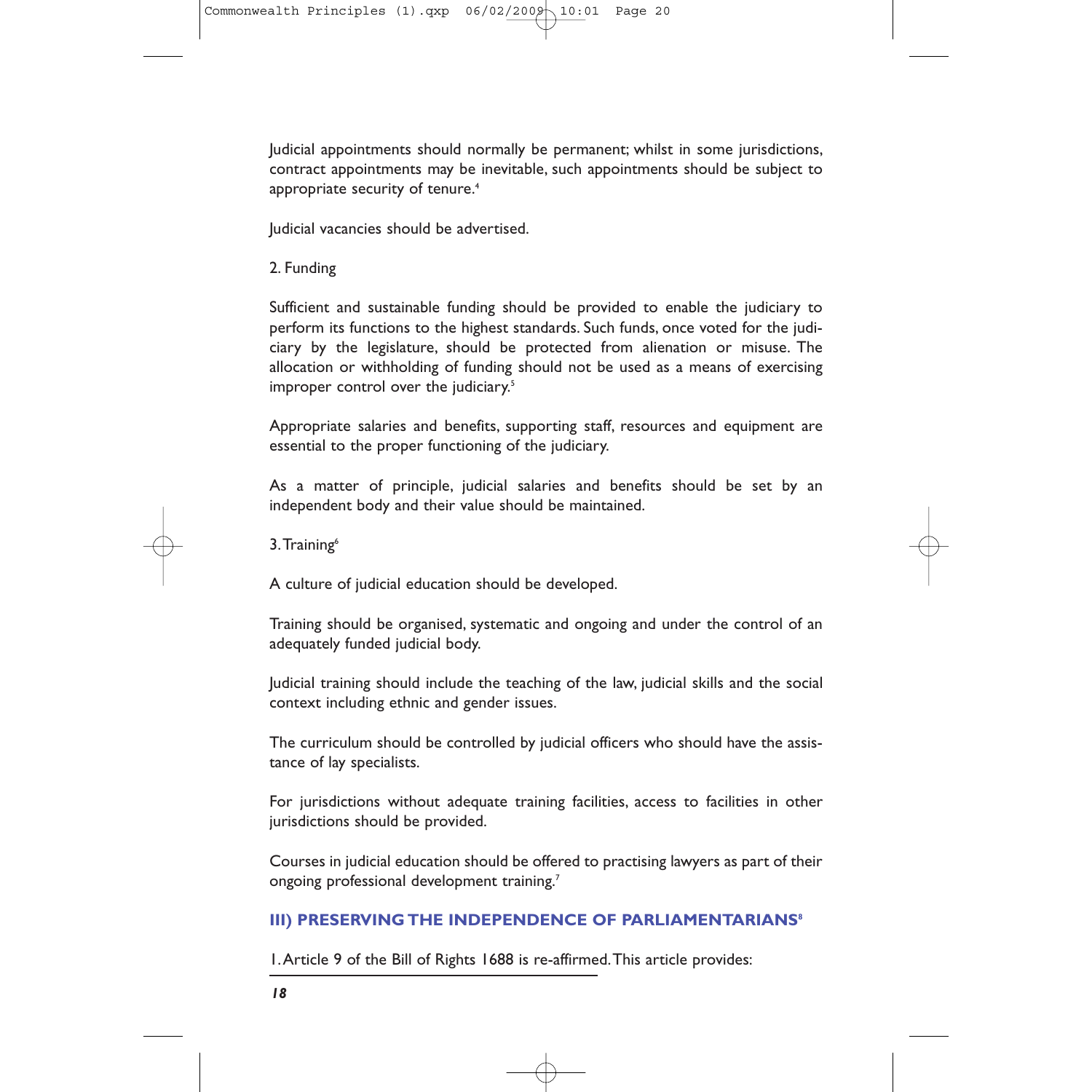Judicial appointments should normally be permanent; whilst in some jurisdictions, contract appointments may be inevitable, such appointments should be subject to appropriate security of tenure.[4]

Judicial vacancies should be advertised.

2. Funding

Sufficient and sustainable funding should be provided to enable the judiciary to perform its functions to the highest standards. Such funds, once voted for the judiciary by the legislature, should be protected from alienation or misuse. The allocation or withholding of funding should not be used as a means of exercising improper control over the judiciary.[5]

Appropriate salaries and benefits, supporting staff, resources and equipment are essential to the proper functioning of the judiciary.

As a matter of principle, judicial salaries and benefits should be set by an independent body and their value should be maintained.

3. Training[6]

A culture of judicial education should be developed.

Training should be organised, systematic and ongoing and under the control of an adequately funded judicial body.

Judicial training should include the teaching of the law, judicial skills and the social context including ethnic and gender issues.

The curriculum should be controlled by judicial officers who should have the assistance of lay specialists.

For jurisdictions without adequate training facilities, access to facilities in other jurisdictions should be provided.

Courses in judicial education should be offered to practising lawyers as part of their ongoing professional development training.[7]

## III) PRESERVING THE INDEPENDENCE OF PARLIAMENTARIANS[8]

1. Article 9 of the Bill of Rights 1688 is re-affirmed. This article provides: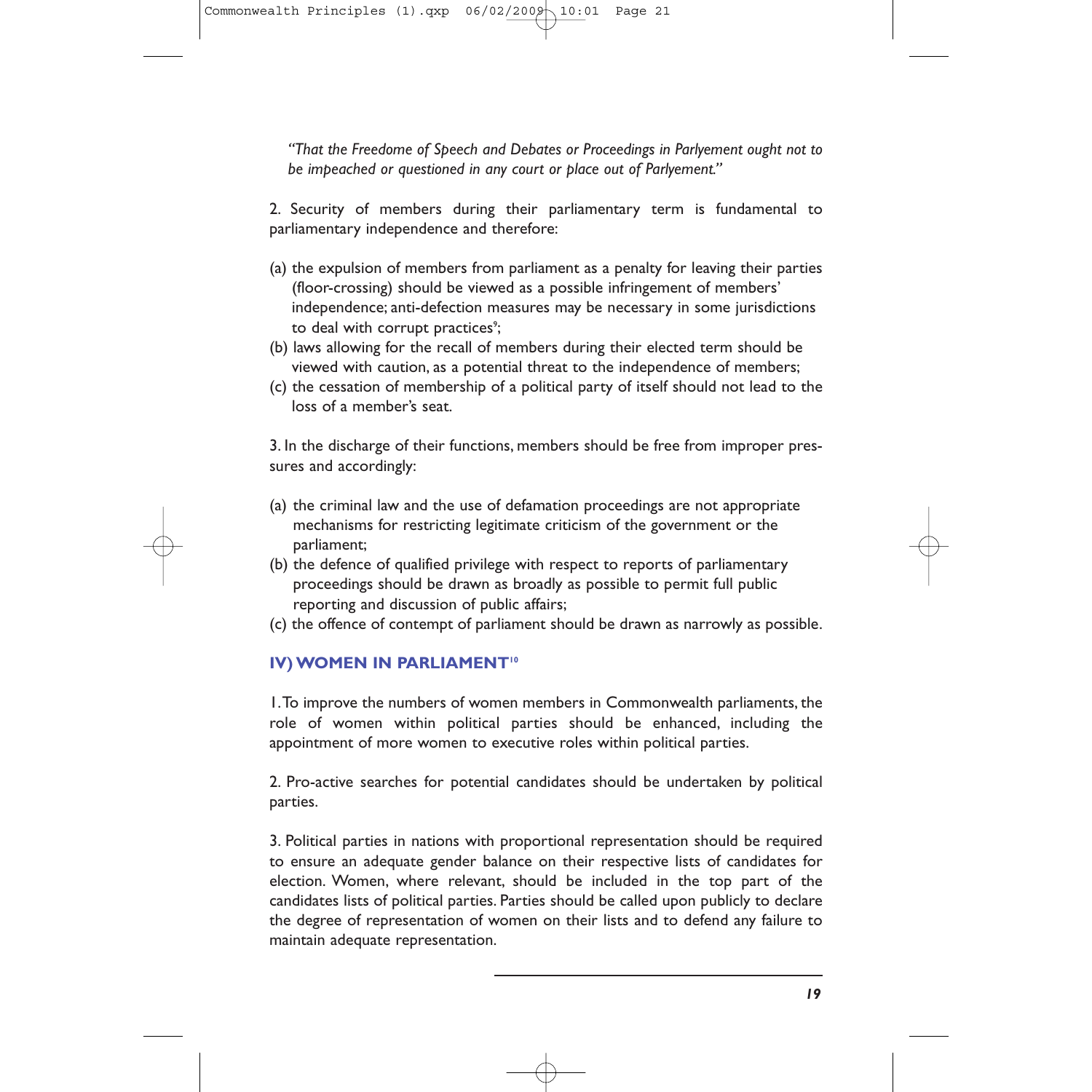*"That the Freedome of Speech and Debates or Proceedings in Parlyement ought not to be impeached or questioned in any court or place out of Parlyement."*

2. Security of members during their parliamentary term is fundamental to parliamentary independence and therefore:

(a) the expulsion of members from parliament as a penalty for leaving their parties (floor-crossing) should be viewed as a possible infringement of members' independence; anti-defection measures may be necessary in some jurisdictions to deal with corrupt practices[9];
(b) laws allowing for the recall of members during their elected term should be viewed with caution, as a potential threat to the independence of members;
(c) the cessation of membership of a political party of itself should not lead to the loss of a member's seat.

3. In the discharge of their functions, members should be free from improper pressures and accordingly:

(a) the criminal law and the use of defamation proceedings are not appropriate mechanisms for restricting legitimate criticism of the government or the parliament;
(b) the defence of qualified privilege with respect to reports of parliamentary proceedings should be drawn as broadly as possible to permit full public reporting and discussion of public affairs;
(c) the offence of contempt of parliament should be drawn as narrowly as possible.

## IV) WOMEN IN PARLIAMENT[10]

1. To improve the numbers of women members in Commonwealth parliaments, the role of women within political parties should be enhanced, including the appointment of more women to executive roles within political parties.

2. Pro-active searches for potential candidates should be undertaken by political parties.

3. Political parties in nations with proportional representation should be required to ensure an adequate gender balance on their respective lists of candidates for election. Women, where relevant, should be included in the top part of the candidates lists of political parties. Parties should be called upon publicly to declare the degree of representation of women on their lists and to defend any failure to maintain adequate representation.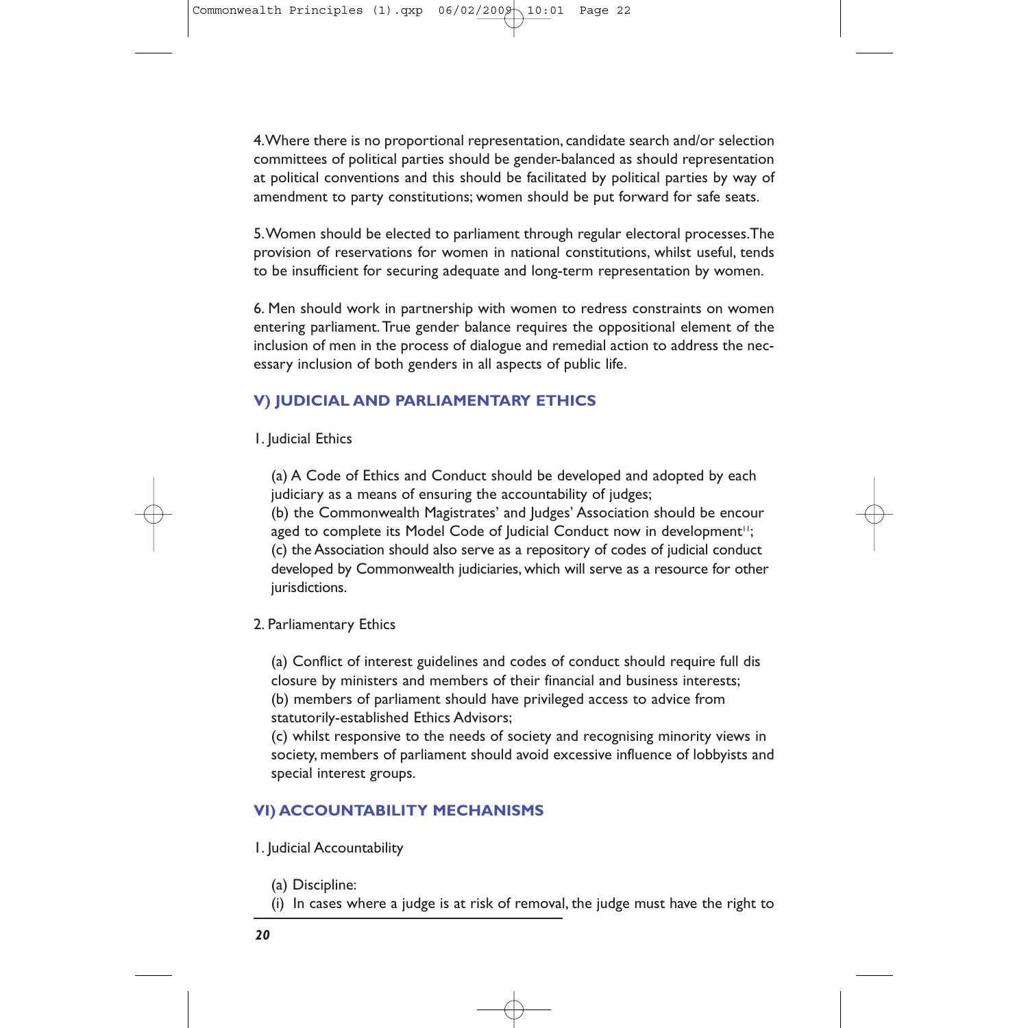4. Where there is no proportional representation, candidate search and/or selection committees of political parties should be gender-balanced as should representation at political conventions and this should be facilitated by political parties by way of amendment to party constitutions; women should be put forward for safe seats.

5. Women should be elected to parliament through regular electoral processes. The provision of reservations for women in national constitutions, whilst useful, tends to be insufficient for securing adequate and long-term representation by women.

6. Men should work in partnership with women to redress constraints on women entering parliament. True gender balance requires the oppositional element of the inclusion of men in the process of dialogue and remedial action to address the necessary inclusion of both genders in all aspects of public life.

## V) JUDICIAL AND PARLIAMENTARY ETHICS

1. Judicial Ethics

(a) A Code of Ethics and Conduct should be developed and adopted by each judiciary as a means of ensuring the accountability of judges;
(b) the Commonwealth Magistrates' and Judges' Association should be encouraged to complete its Model Code of Judicial Conduct now in development[11];
(c) the Association should also serve as a repository of codes of judicial conduct developed by Commonwealth judiciaries, which will serve as a resource for other jurisdictions.

2. Parliamentary Ethics

(a) Conflict of interest guidelines and codes of conduct should require full disclosure by ministers and members of their financial and business interests;
(b) members of parliament should have privileged access to advice from statutorily-established Ethics Advisors;
(c) whilst responsive to the needs of society and recognising minority views in society, members of parliament should avoid excessive influence of lobbyists and special interest groups.

## VI) ACCOUNTABILITY MECHANISMS

1. Judicial Accountability

(a) Discipline:
(i) In cases where a judge is at risk of removal, the judge must have the right to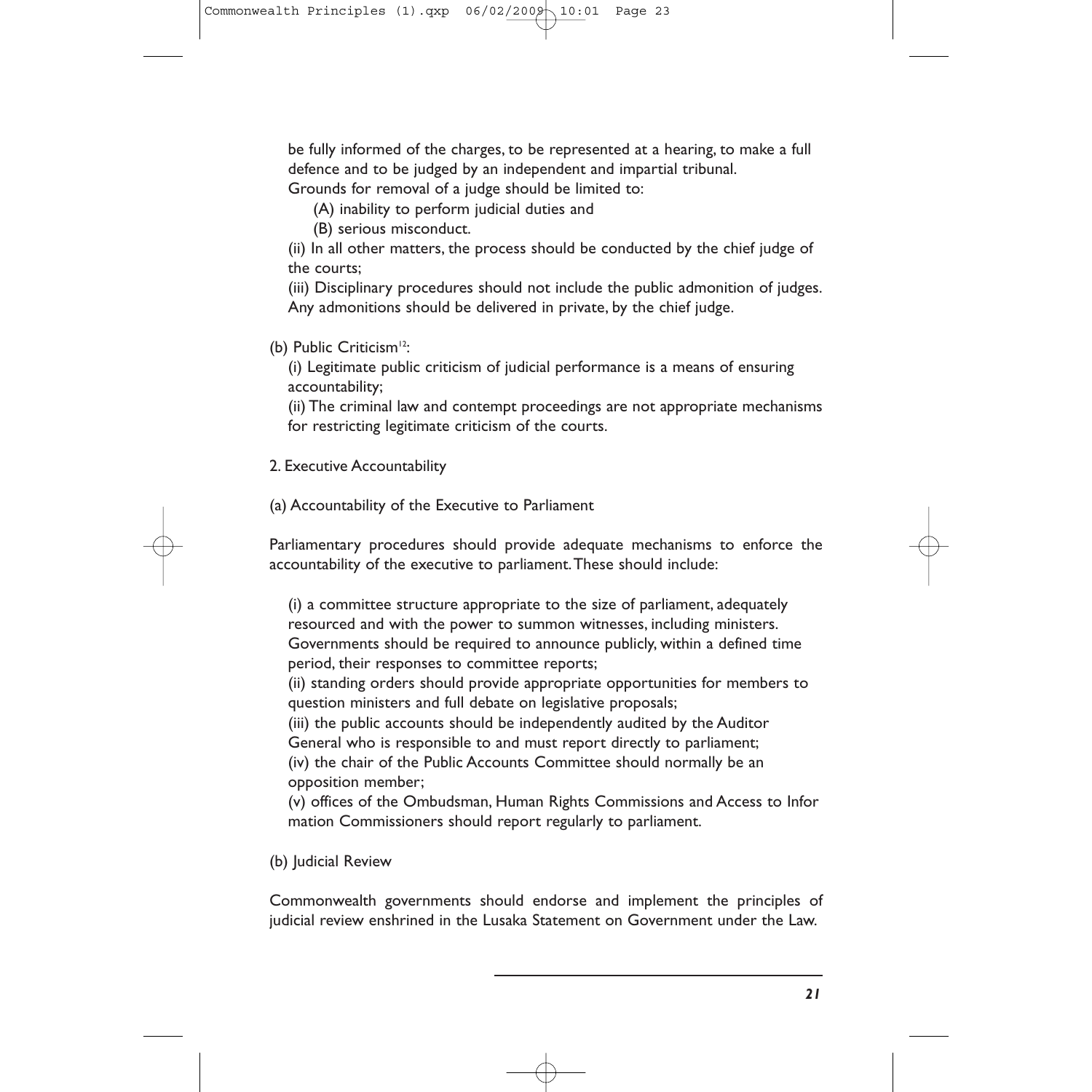be fully informed of the charges, to be represented at a hearing, to make a full defence and to be judged by an independent and impartial tribunal. Grounds for removal of a judge should be limited to:

(A) inability to perform judicial duties and

(B) serious misconduct.

(ii) In all other matters, the process should be conducted by the chief judge of the courts;

(iii) Disciplinary procedures should not include the public admonition of judges. Any admonitions should be delivered in private, by the chief judge.

(b) Public Criticism[12]:

(i) Legitimate public criticism of judicial performance is a means of ensuring accountability;

(ii) The criminal law and contempt proceedings are not appropriate mechanisms for restricting legitimate criticism of the courts.

2. Executive Accountability

(a) Accountability of the Executive to Parliament

Parliamentary procedures should provide adequate mechanisms to enforce the accountability of the executive to parliament. These should include:

(i) a committee structure appropriate to the size of parliament, adequately resourced and with the power to summon witnesses, including ministers. Governments should be required to announce publicly, within a defined time period, their responses to committee reports;

(ii) standing orders should provide appropriate opportunities for members to question ministers and full debate on legislative proposals;

(iii) the public accounts should be independently audited by the Auditor General who is responsible to and must report directly to parliament;

(iv) the chair of the Public Accounts Committee should normally be an opposition member;

(v) offices of the Ombudsman, Human Rights Commissions and Access to Information Commissioners should report regularly to parliament.

(b) Judicial Review

Commonwealth governments should endorse and implement the principles of judicial review enshrined in the Lusaka Statement on Government under the Law.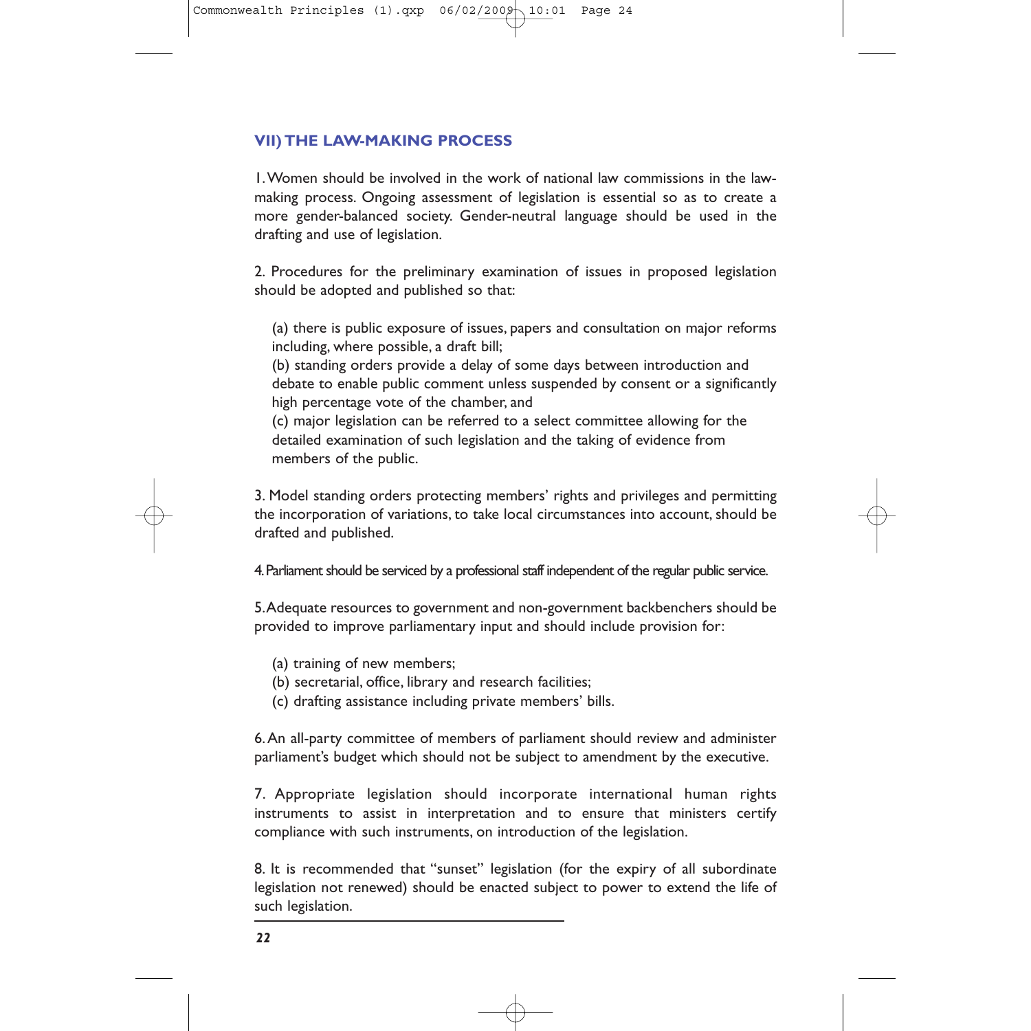## VII) THE LAW-MAKING PROCESS

1. Women should be involved in the work of national law commissions in the law-making process. Ongoing assessment of legislation is essential so as to create a more gender-balanced society. Gender-neutral language should be used in the drafting and use of legislation.

2. Procedures for the preliminary examination of issues in proposed legislation should be adopted and published so that:

(a) there is public exposure of issues, papers and consultation on major reforms including, where possible, a draft bill;
(b) standing orders provide a delay of some days between introduction and debate to enable public comment unless suspended by consent or a significantly high percentage vote of the chamber, and
(c) major legislation can be referred to a select committee allowing for the detailed examination of such legislation and the taking of evidence from members of the public.

3. Model standing orders protecting members' rights and privileges and permitting the incorporation of variations, to take local circumstances into account, should be drafted and published.

4. Parliament should be serviced by a professional staff independent of the regular public service.

5. Adequate resources to government and non-government backbenchers should be provided to improve parliamentary input and should include provision for:

(a) training of new members;
(b) secretarial, office, library and research facilities;
(c) drafting assistance including private members' bills.

6. An all-party committee of members of parliament should review and administer parliament's budget which should not be subject to amendment by the executive.

7. Appropriate legislation should incorporate international human rights instruments to assist in interpretation and to ensure that ministers certify compliance with such instruments, on introduction of the legislation.

8. It is recommended that "sunset" legislation (for the expiry of all subordinate legislation not renewed) should be enacted subject to power to extend the life of such legislation.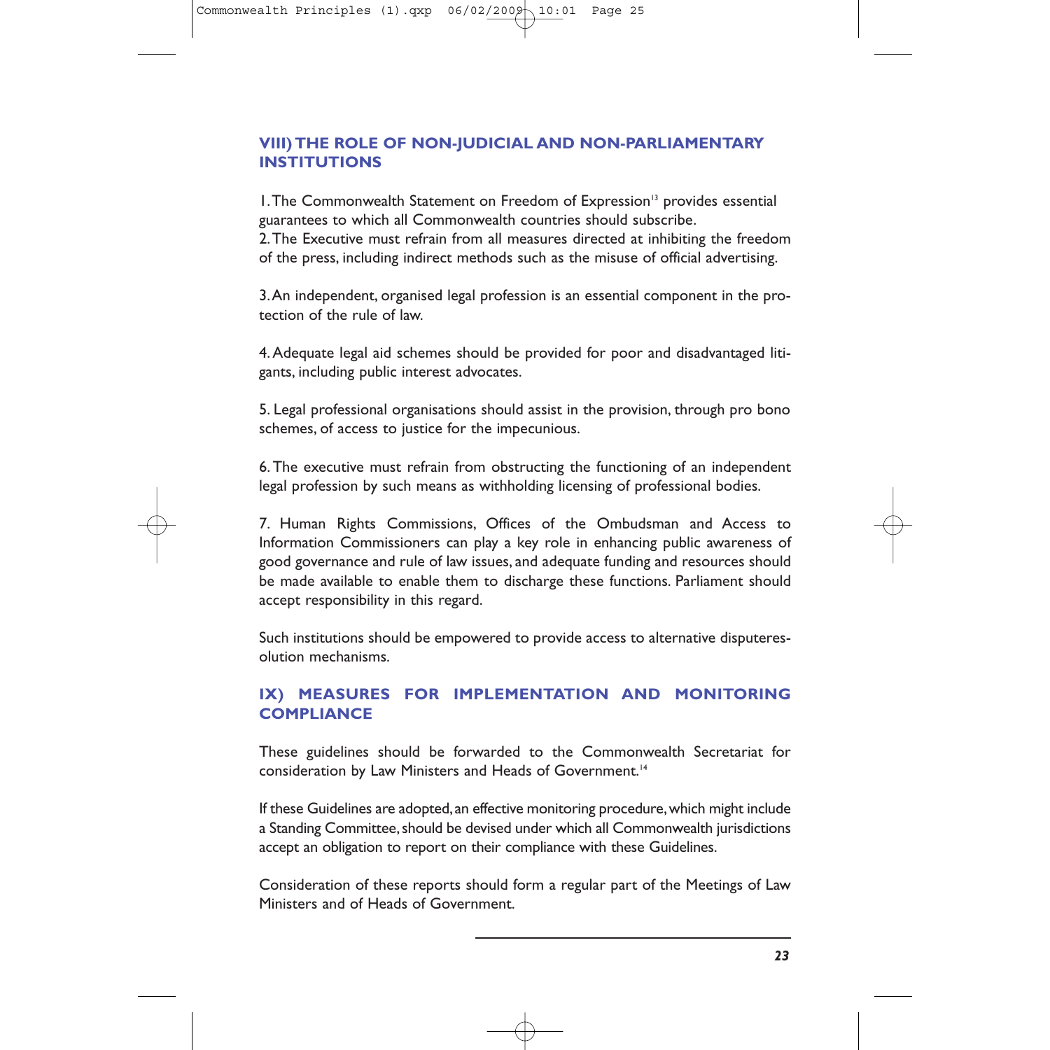## VIII) THE ROLE OF NON-JUDICIAL AND NON-PARLIAMENTARY INSTITUTIONS

1. The Commonwealth Statement on Freedom of Expression[13] provides essential guarantees to which all Commonwealth countries should subscribe.
2. The Executive must refrain from all measures directed at inhibiting the freedom of the press, including indirect methods such as the misuse of official advertising.

3. An independent, organised legal profession is an essential component in the protection of the rule of law.

4. Adequate legal aid schemes should be provided for poor and disadvantaged litigants, including public interest advocates.

5. Legal professional organisations should assist in the provision, through pro bono schemes, of access to justice for the impecunious.

6. The executive must refrain from obstructing the functioning of an independent legal profession by such means as withholding licensing of professional bodies.

7. Human Rights Commissions, Offices of the Ombudsman and Access to Information Commissioners can play a key role in enhancing public awareness of good governance and rule of law issues, and adequate funding and resources should be made available to enable them to discharge these functions. Parliament should accept responsibility in this regard.

Such institutions should be empowered to provide access to alternative disputeresolution mechanisms.

## IX) MEASURES FOR IMPLEMENTATION AND MONITORING COMPLIANCE

These guidelines should be forwarded to the Commonwealth Secretariat for consideration by Law Ministers and Heads of Government.[14]

If these Guidelines are adopted, an effective monitoring procedure, which might include a Standing Committee, should be devised under which all Commonwealth jurisdictions accept an obligation to report on their compliance with these Guidelines.

Consideration of these reports should form a regular part of the Meetings of Law Ministers and of Heads of Government.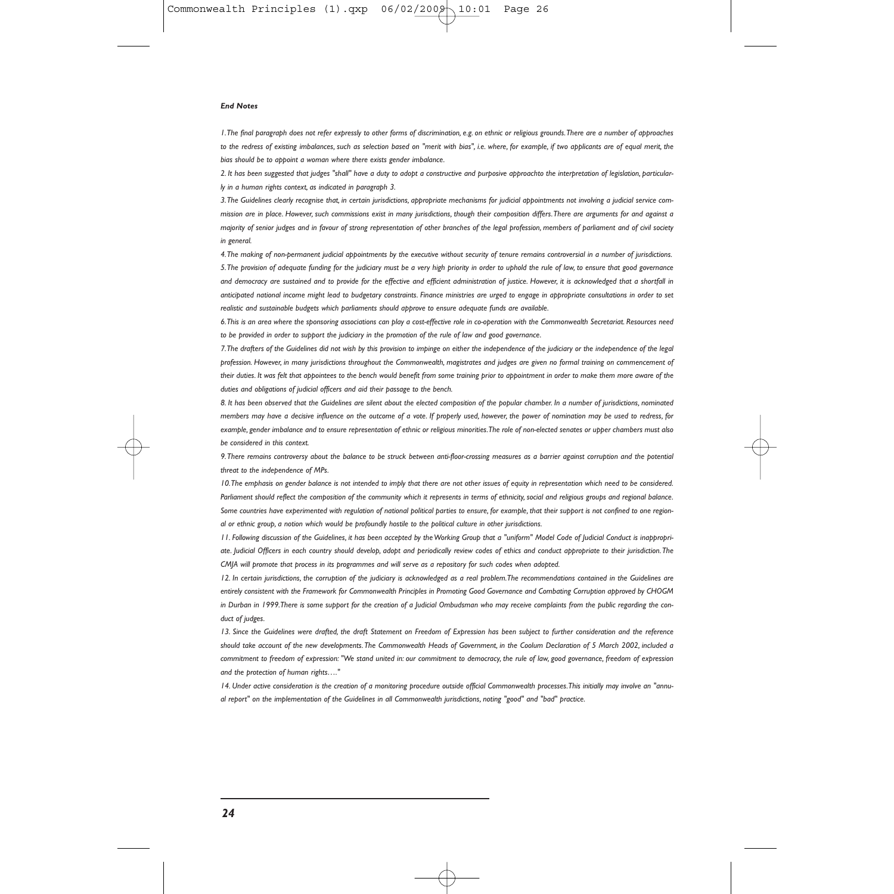***End Notes***

*1. The final paragraph does not refer expressly to other forms of discrimination, e.g. on ethnic or religious grounds. There are a number of approaches to the redress of existing imbalances, such as selection based on "merit with bias", i.e. where, for example, if two applicants are of equal merit, the bias should be to appoint a woman where there exists gender imbalance.*

*2. It has been suggested that judges "shall" have a duty to adopt a constructive and purposive approachto the interpretation of legislation, particularly in a human rights context, as indicated in paragraph 3.*

*3. The Guidelines clearly recognise that, in certain jurisdictions, appropriate mechanisms for judicial appointments not involving a judicial service commission are in place. However, such commissions exist in many jurisdictions, though their composition differs. There are arguments for and against a majority of senior judges and in favour of strong representation of other branches of the legal profession, members of parliament and of civil society in general.*

*4. The making of non-permanent judicial appointments by the executive without security of tenure remains controversial in a number of jurisdictions.*

*5. The provision of adequate funding for the judiciary must be a very high priority in order to uphold the rule of law, to ensure that good governance and democracy are sustained and to provide for the effective and efficient administration of justice. However, it is acknowledged that a shortfall in anticipated national income might lead to budgetary constraints. Finance ministries are urged to engage in appropriate consultations in order to set realistic and sustainable budgets which parliaments should approve to ensure adequate funds are available.*

*6. This is an area where the sponsoring associations can play a cost-effective role in co-operation with the Commonwealth Secretariat. Resources need to be provided in order to support the judiciary in the promotion of the rule of law and good governance.*

*7. The drafters of the Guidelines did not wish by this provision to impinge on either the independence of the judiciary or the independence of the legal profession. However, in many jurisdictions throughout the Commonwealth, magistrates and judges are given no formal training on commencement of their duties. It was felt that appointees to the bench would benefit from some training prior to appointment in order to make them more aware of the duties and obligations of judicial officers and aid their passage to the bench.*

*8. It has been observed that the Guidelines are silent about the elected composition of the popular chamber. In a number of jurisdictions, nominated members may have a decisive influence on the outcome of a vote. If properly used, however, the power of nomination may be used to redress, for example, gender imbalance and to ensure representation of ethnic or religious minorities. The role of non-elected senates or upper chambers must also be considered in this context.*

*9. There remains controversy about the balance to be struck between anti-floor-crossing measures as a barrier against corruption and the potential threat to the independence of MPs.*

*10. The emphasis on gender balance is not intended to imply that there are not other issues of equity in representation which need to be considered. Parliament should reflect the composition of the community which it represents in terms of ethnicity, social and religious groups and regional balance. Some countries have experimented with regulation of national political parties to ensure, for example, that their support is not confined to one regional or ethnic group, a notion which would be profoundly hostile to the political culture in other jurisdictions.*

*11. Following discussion of the Guidelines, it has been accepted by the Working Group that a "uniform" Model Code of Judicial Conduct is inappropriate. Judicial Officers in each country should develop, adopt and periodically review codes of ethics and conduct appropriate to their jurisdiction. The CMJA will promote that process in its programmes and will serve as a repository for such codes when adopted.*

*12. In certain jurisdictions, the corruption of the judiciary is acknowledged as a real problem. The recommendations contained in the Guidelines are entirely consistent with the Framework for Commonwealth Principles in Promoting Good Governance and Combating Corruption approved by CHOGM in Durban in 1999. There is some support for the creation of a Judicial Ombudsman who may receive complaints from the public regarding the conduct of judges.*

*13. Since the Guidelines were drafted, the draft Statement on Freedom of Expression has been subject to further consideration and the reference should take account of the new developments. The Commonwealth Heads of Government, in the Coolum Declaration of 5 March 2002, included a commitment to freedom of expression: "We stand united in: our commitment to democracy, the rule of law, good governance, freedom of expression and the protection of human rights…."*

*14. Under active consideration is the creation of a monitoring procedure outside official Commonwealth processes. This initially may involve an "annual report" on the implementation of the Guidelines in all Commonwealth jurisdictions, noting "good" and "bad" practice.*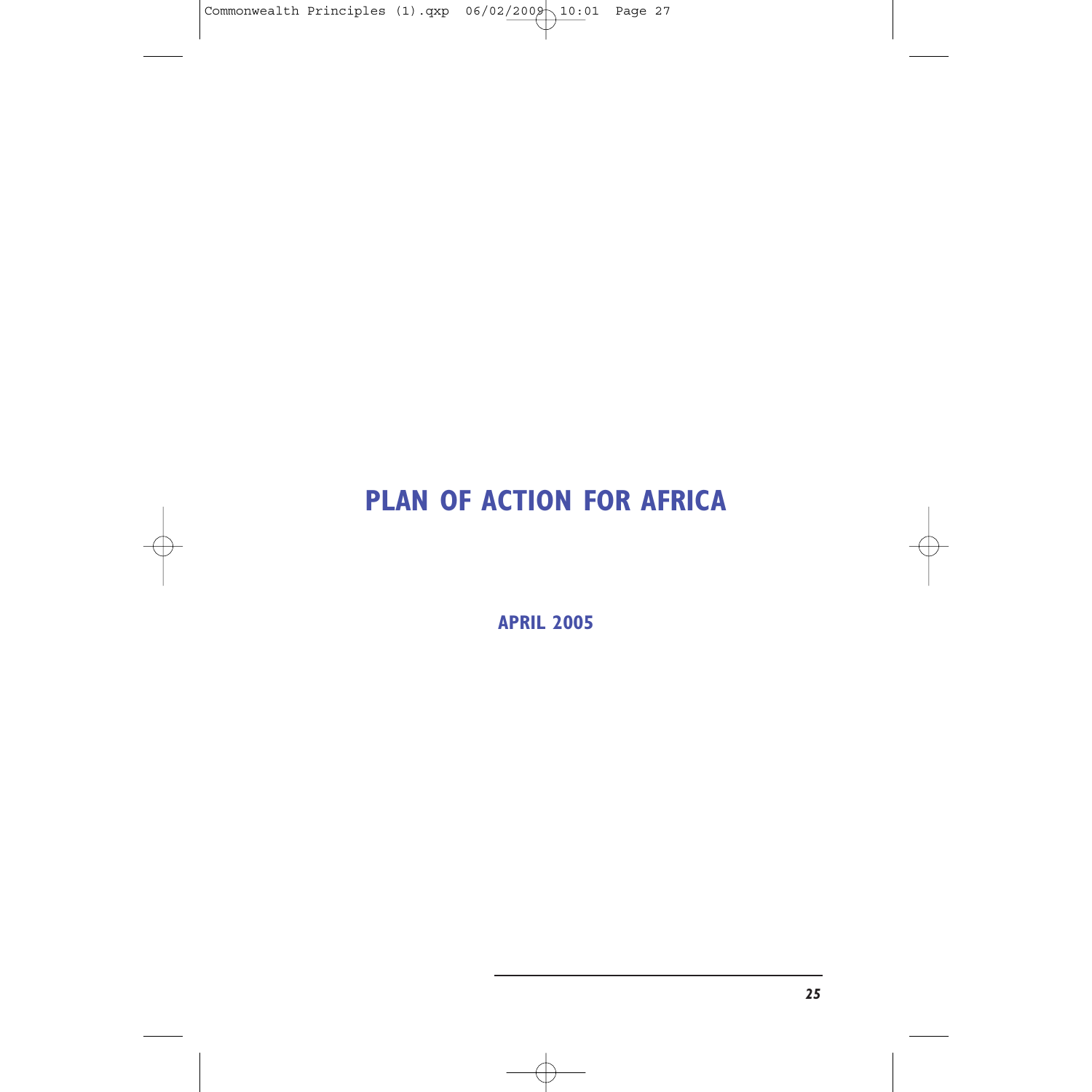# PLAN OF ACTION FOR AFRICA

**APRIL 2005**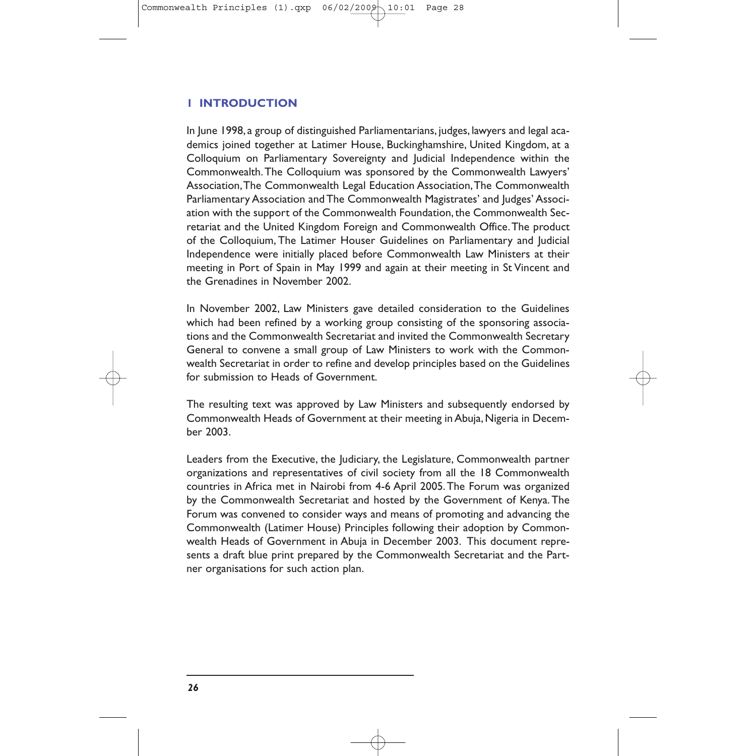## 1 INTRODUCTION

In June 1998, a group of distinguished Parliamentarians, judges, lawyers and legal academics joined together at Latimer House, Buckinghamshire, United Kingdom, at a Colloquium on Parliamentary Sovereignty and Judicial Independence within the Commonwealth. The Colloquium was sponsored by the Commonwealth Lawyers' Association, The Commonwealth Legal Education Association, The Commonwealth Parliamentary Association and The Commonwealth Magistrates' and Judges' Association with the support of the Commonwealth Foundation, the Commonwealth Secretariat and the United Kingdom Foreign and Commonwealth Office. The product of the Colloquium, The Latimer Houser Guidelines on Parliamentary and Judicial Independence were initially placed before Commonwealth Law Ministers at their meeting in Port of Spain in May 1999 and again at their meeting in St Vincent and the Grenadines in November 2002.

In November 2002, Law Ministers gave detailed consideration to the Guidelines which had been refined by a working group consisting of the sponsoring associations and the Commonwealth Secretariat and invited the Commonwealth Secretary General to convene a small group of Law Ministers to work with the Commonwealth Secretariat in order to refine and develop principles based on the Guidelines for submission to Heads of Government.

The resulting text was approved by Law Ministers and subsequently endorsed by Commonwealth Heads of Government at their meeting in Abuja, Nigeria in December 2003.

Leaders from the Executive, the Judiciary, the Legislature, Commonwealth partner organizations and representatives of civil society from all the 18 Commonwealth countries in Africa met in Nairobi from 4-6 April 2005. The Forum was organized by the Commonwealth Secretariat and hosted by the Government of Kenya. The Forum was convened to consider ways and means of promoting and advancing the Commonwealth (Latimer House) Principles following their adoption by Commonwealth Heads of Government in Abuja in December 2003. This document represents a draft blue print prepared by the Commonwealth Secretariat and the Partner organisations for such action plan.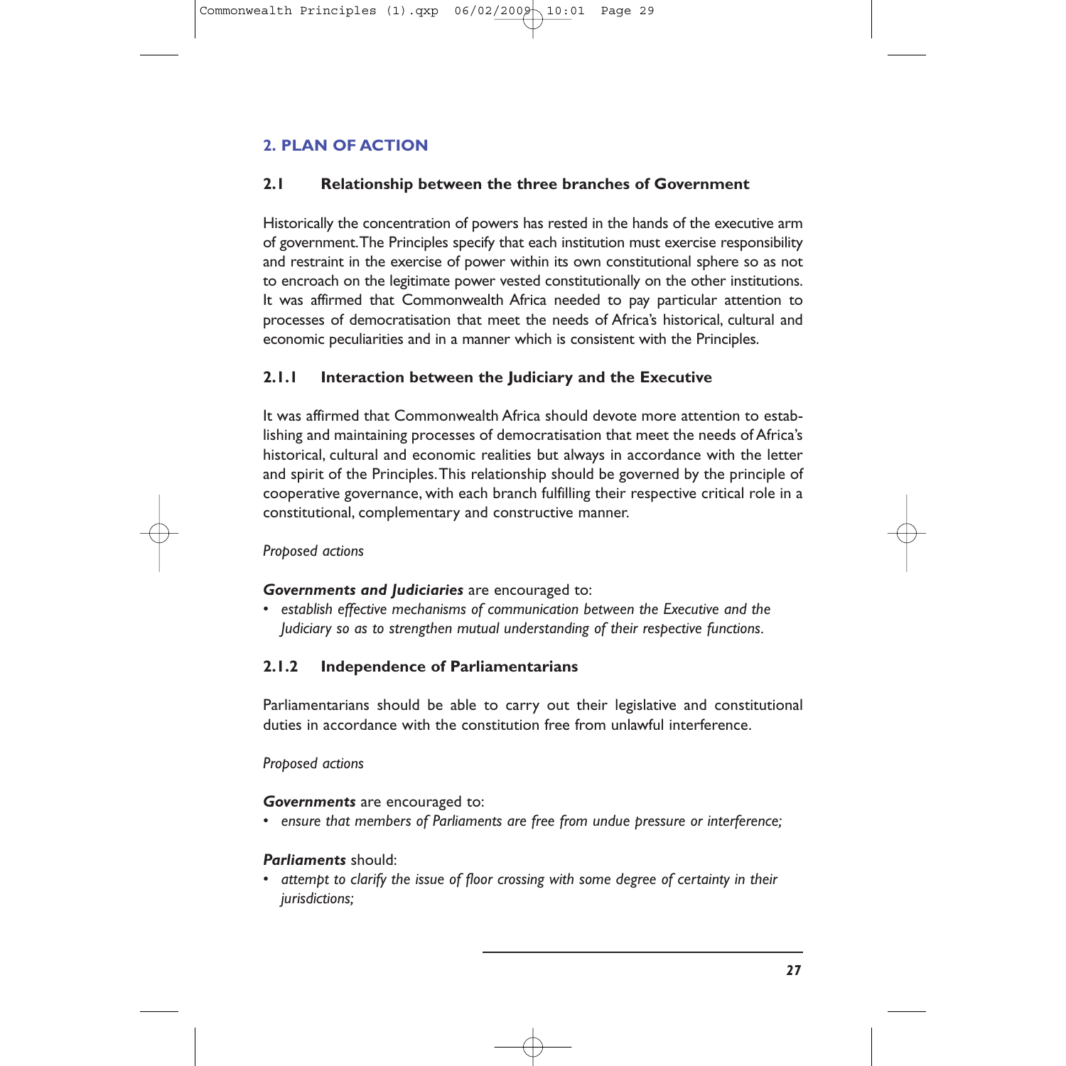## 2. PLAN OF ACTION

### 2.1 Relationship between the three branches of Government

Historically the concentration of powers has rested in the hands of the executive arm of government. The Principles specify that each institution must exercise responsibility and restraint in the exercise of power within its own constitutional sphere so as not to encroach on the legitimate power vested constitutionally on the other institutions. It was affirmed that Commonwealth Africa needed to pay particular attention to processes of democratisation that meet the needs of Africa's historical, cultural and economic peculiarities and in a manner which is consistent with the Principles.

### 2.1.1 Interaction between the Judiciary and the Executive

It was affirmed that Commonwealth Africa should devote more attention to establishing and maintaining processes of democratisation that meet the needs of Africa's historical, cultural and economic realities but always in accordance with the letter and spirit of the Principles. This relationship should be governed by the principle of cooperative governance, with each branch fulfilling their respective critical role in a constitutional, complementary and constructive manner.

*Proposed actions*

***Governments and Judiciaries*** are encouraged to:

- *establish effective mechanisms of communication between the Executive and the Judiciary so as to strengthen mutual understanding of their respective functions.*

### 2.1.2 Independence of Parliamentarians

Parliamentarians should be able to carry out their legislative and constitutional duties in accordance with the constitution free from unlawful interference.

*Proposed actions*

***Governments*** are encouraged to:

- *ensure that members of Parliaments are free from undue pressure or interference;*

***Parliaments*** should:

- *attempt to clarify the issue of floor crossing with some degree of certainty in their jurisdictions;*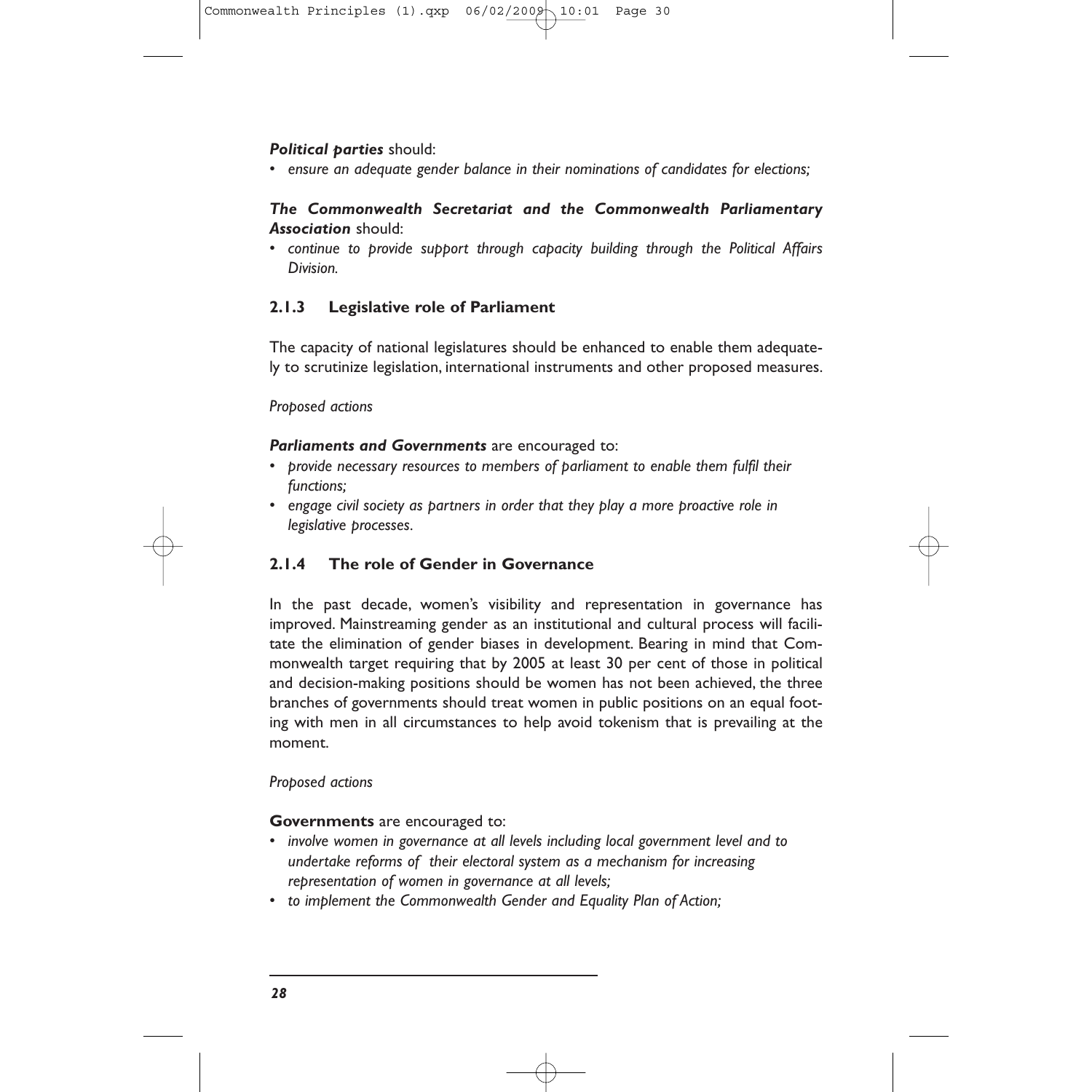***Political parties*** should:

- *ensure an adequate gender balance in their nominations of candidates for elections;*

***The Commonwealth Secretariat and the Commonwealth Parliamentary Association*** should:

- *continue to provide support through capacity building through the Political Affairs Division.*

### 2.1.3 Legislative role of Parliament

The capacity of national legislatures should be enhanced to enable them adequately to scrutinize legislation, international instruments and other proposed measures.

*Proposed actions*

***Parliaments and Governments*** are encouraged to:

- *provide necessary resources to members of parliament to enable them fulfil their functions;*
- *engage civil society as partners in order that they play a more proactive role in legislative processes.*

### 2.1.4 The role of Gender in Governance

In the past decade, women's visibility and representation in governance has improved. Mainstreaming gender as an institutional and cultural process will facilitate the elimination of gender biases in development. Bearing in mind that Commonwealth target requiring that by 2005 at least 30 per cent of those in political and decision-making positions should be women has not been achieved, the three branches of governments should treat women in public positions on an equal footing with men in all circumstances to help avoid tokenism that is prevailing at the moment.

*Proposed actions*

**Governments** are encouraged to:

- *involve women in governance at all levels including local government level and to undertake reforms of their electoral system as a mechanism for increasing representation of women in governance at all levels;*
- *to implement the Commonwealth Gender and Equality Plan of Action;*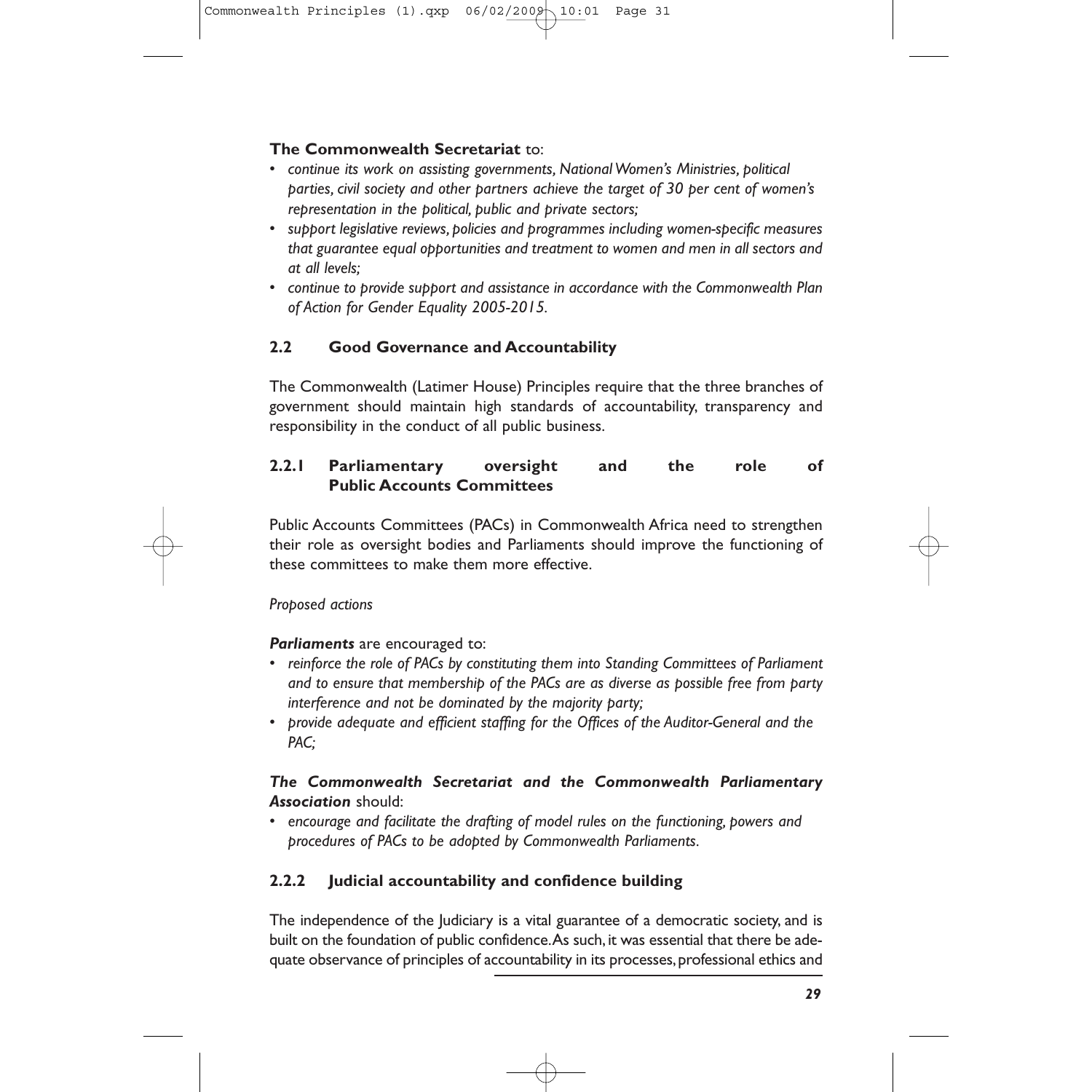**The Commonwealth Secretariat** to:

- *continue its work on assisting governments, National Women's Ministries, political parties, civil society and other partners achieve the target of 30 per cent of women's representation in the political, public and private sectors;*
- *support legislative reviews, policies and programmes including women-specific measures that guarantee equal opportunities and treatment to women and men in all sectors and at all levels;*
- *continue to provide support and assistance in accordance with the Commonwealth Plan of Action for Gender Equality 2005-2015.*

### 2.2 Good Governance and Accountability

The Commonwealth (Latimer House) Principles require that the three branches of government should maintain high standards of accountability, transparency and responsibility in the conduct of all public business.

#### 2.2.1 Parliamentary oversight and the role of Public Accounts Committees

Public Accounts Committees (PACs) in Commonwealth Africa need to strengthen their role as oversight bodies and Parliaments should improve the functioning of these committees to make them more effective.

*Proposed actions*

***Parliaments*** are encouraged to:

- *reinforce the role of PACs by constituting them into Standing Committees of Parliament and to ensure that membership of the PACs are as diverse as possible free from party interference and not be dominated by the majority party;*
- *provide adequate and efficient staffing for the Offices of the Auditor-General and the PAC;*

***The Commonwealth Secretariat and the Commonwealth Parliamentary Association*** should:

- *encourage and facilitate the drafting of model rules on the functioning, powers and procedures of PACs to be adopted by Commonwealth Parliaments.*

#### 2.2.2 Judicial accountability and confidence building

The independence of the Judiciary is a vital guarantee of a democratic society, and is built on the foundation of public confidence. As such, it was essential that there be adequate observance of principles of accountability in its processes, professional ethics and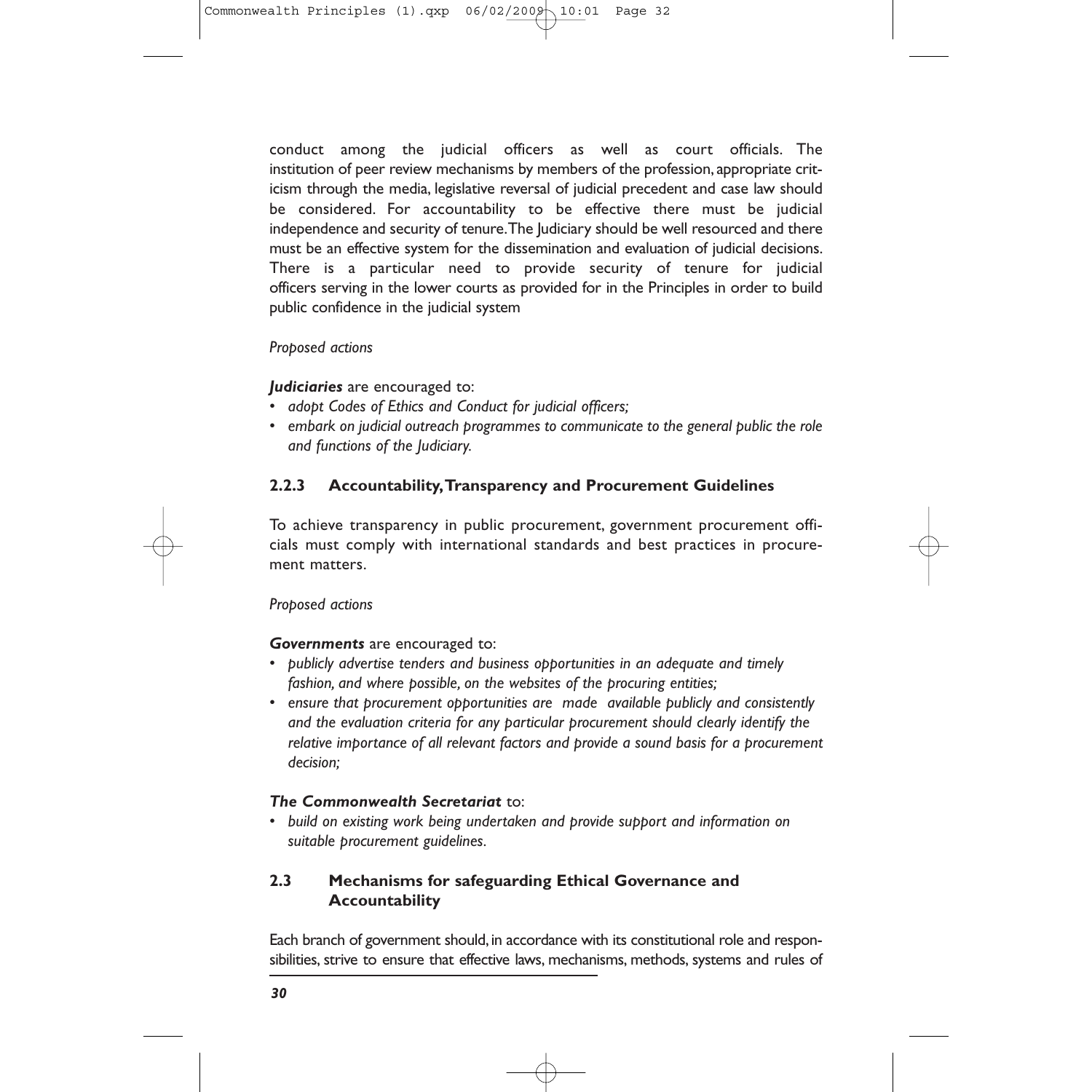conduct among the judicial officers as well as court officials. The institution of peer review mechanisms by members of the profession, appropriate criticism through the media, legislative reversal of judicial precedent and case law should be considered. For accountability to be effective there must be judicial independence and security of tenure. The Judiciary should be well resourced and there must be an effective system for the dissemination and evaluation of judicial decisions. There is a particular need to provide security of tenure for judicial officers serving in the lower courts as provided for in the Principles in order to build public confidence in the judicial system

*Proposed actions*

***Judiciaries*** are encouraged to:

- *adopt Codes of Ethics and Conduct for judicial officers;*
- *embark on judicial outreach programmes to communicate to the general public the role and functions of the Judiciary.*

### 2.2.3 Accountability, Transparency and Procurement Guidelines

To achieve transparency in public procurement, government procurement officials must comply with international standards and best practices in procurement matters.

*Proposed actions*

***Governments*** are encouraged to:

- *publicly advertise tenders and business opportunities in an adequate and timely fashion, and where possible, on the websites of the procuring entities;*
- *ensure that procurement opportunities are made available publicly and consistently and the evaluation criteria for any particular procurement should clearly identify the relative importance of all relevant factors and provide a sound basis for a procurement decision;*

***The Commonwealth Secretariat*** to:

- *build on existing work being undertaken and provide support and information on suitable procurement guidelines.*

## 2.3 Mechanisms for safeguarding Ethical Governance and Accountability

Each branch of government should, in accordance with its constitutional role and responsibilities, strive to ensure that effective laws, mechanisms, methods, systems and rules of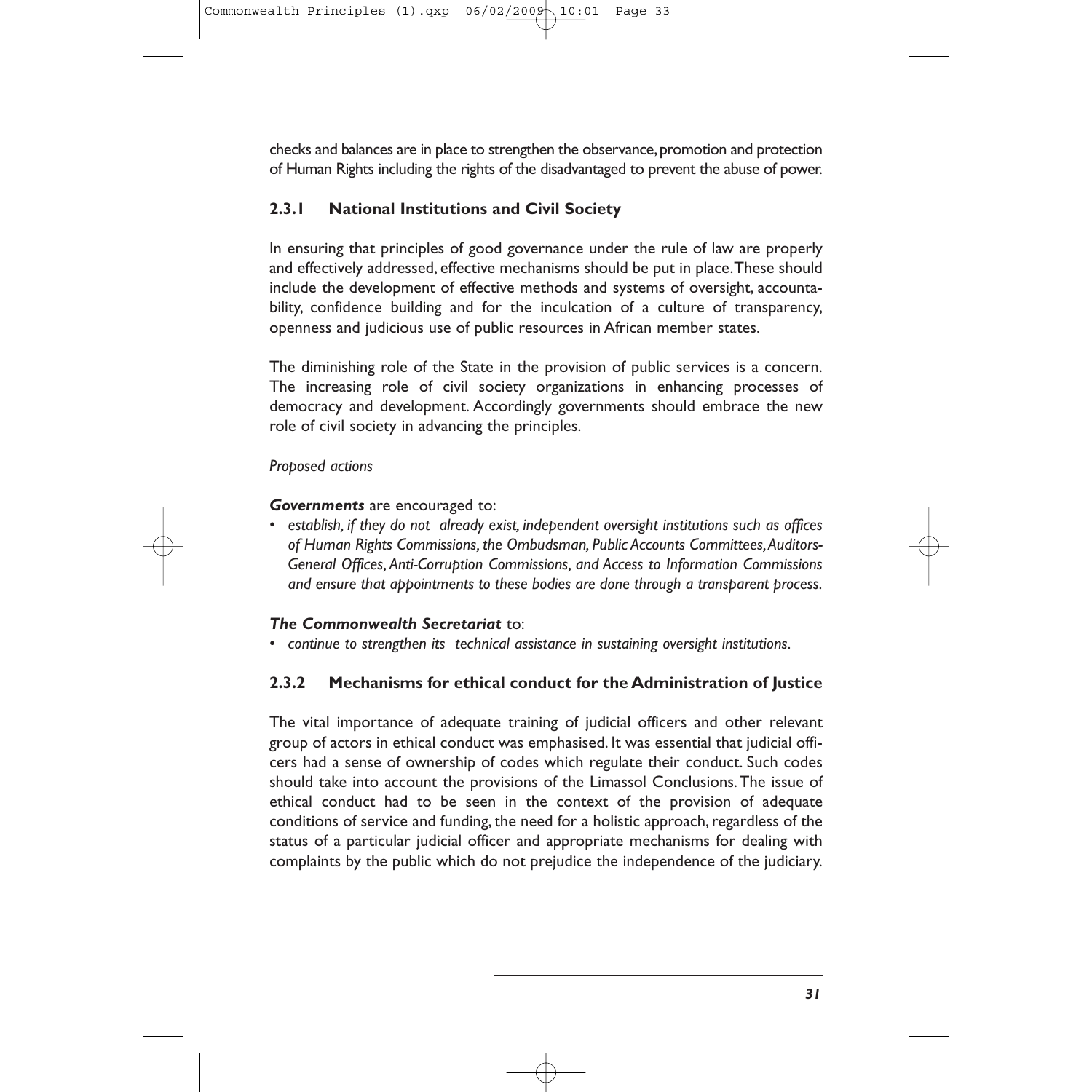checks and balances are in place to strengthen the observance, promotion and protection of Human Rights including the rights of the disadvantaged to prevent the abuse of power.

### 2.3.1 National Institutions and Civil Society

In ensuring that principles of good governance under the rule of law are properly and effectively addressed, effective mechanisms should be put in place. These should include the development of effective methods and systems of oversight, accountability, confidence building and for the inculcation of a culture of transparency, openness and judicious use of public resources in African member states.

The diminishing role of the State in the provision of public services is a concern. The increasing role of civil society organizations in enhancing processes of democracy and development. Accordingly governments should embrace the new role of civil society in advancing the principles.

*Proposed actions*

***Governments*** are encouraged to:

- *establish, if they do not already exist, independent oversight institutions such as offices of Human Rights Commissions, the Ombudsman, Public Accounts Committees, Auditors-General Offices, Anti-Corruption Commissions, and Access to Information Commissions and ensure that appointments to these bodies are done through a transparent process.*

***The Commonwealth Secretariat*** to:

- *continue to strengthen its technical assistance in sustaining oversight institutions.*

### 2.3.2 Mechanisms for ethical conduct for the Administration of Justice

The vital importance of adequate training of judicial officers and other relevant group of actors in ethical conduct was emphasised. It was essential that judicial officers had a sense of ownership of codes which regulate their conduct. Such codes should take into account the provisions of the Limassol Conclusions. The issue of ethical conduct had to be seen in the context of the provision of adequate conditions of service and funding, the need for a holistic approach, regardless of the status of a particular judicial officer and appropriate mechanisms for dealing with complaints by the public which do not prejudice the independence of the judiciary.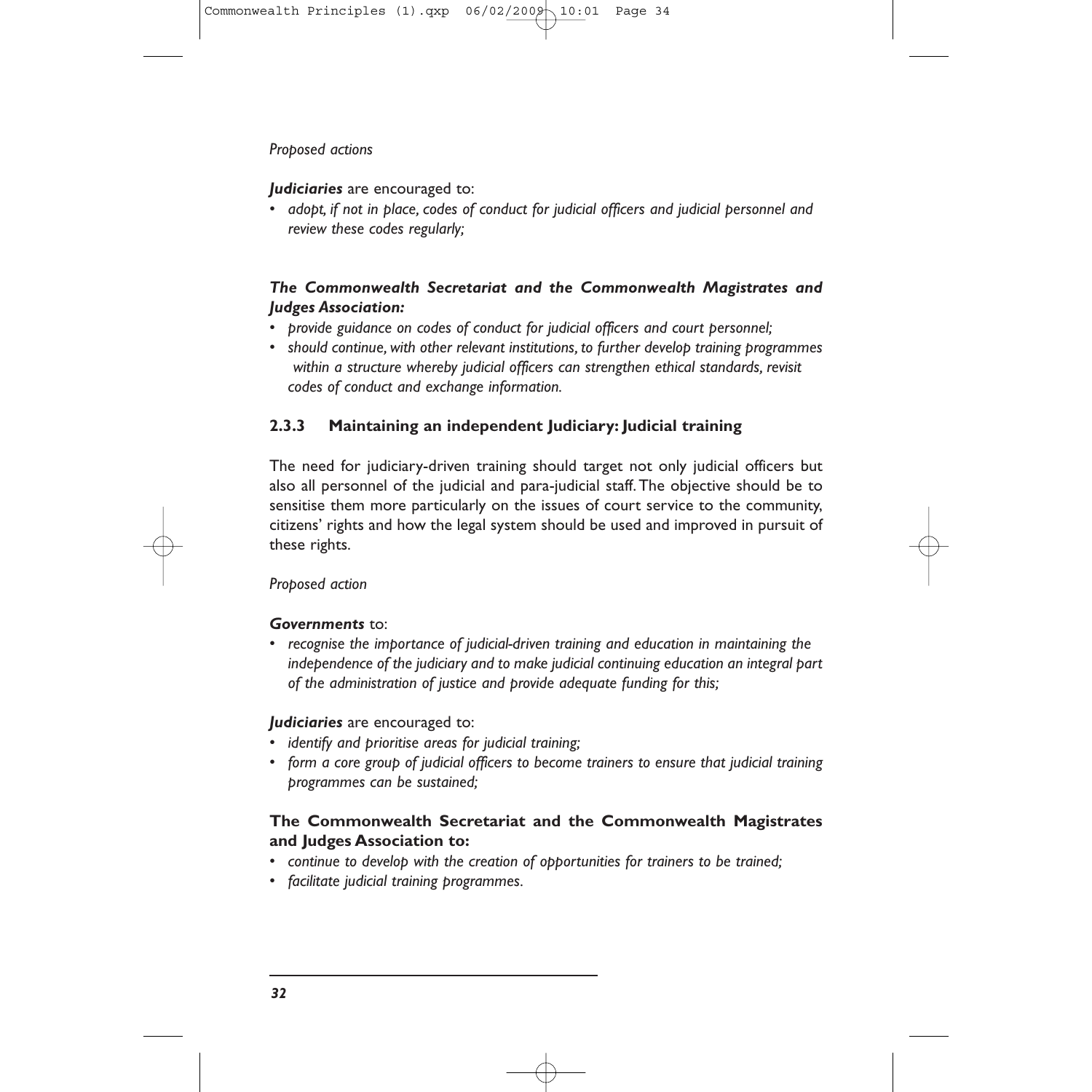*Proposed actions*

***Judiciaries*** are encouraged to:

- *adopt, if not in place, codes of conduct for judicial officers and judicial personnel and review these codes regularly;*

***The Commonwealth Secretariat and the Commonwealth Magistrates and Judges Association:***

- *provide guidance on codes of conduct for judicial officers and court personnel;*
- *should continue, with other relevant institutions, to further develop training programmes within a structure whereby judicial officers can strengthen ethical standards, revisit codes of conduct and exchange information.*

### 2.3.3 Maintaining an independent Judiciary: Judicial training

The need for judiciary-driven training should target not only judicial officers but also all personnel of the judicial and para-judicial staff. The objective should be to sensitise them more particularly on the issues of court service to the community, citizens' rights and how the legal system should be used and improved in pursuit of these rights.

*Proposed action*

***Governments*** to:

- *recognise the importance of judicial-driven training and education in maintaining the independence of the judiciary and to make judicial continuing education an integral part of the administration of justice and provide adequate funding for this;*

***Judiciaries*** are encouraged to:

- *identify and prioritise areas for judicial training;*
- *form a core group of judicial officers to become trainers to ensure that judicial training programmes can be sustained;*

**The Commonwealth Secretariat and the Commonwealth Magistrates and Judges Association to:**

- *continue to develop with the creation of opportunities for trainers to be trained;*
- *facilitate judicial training programmes.*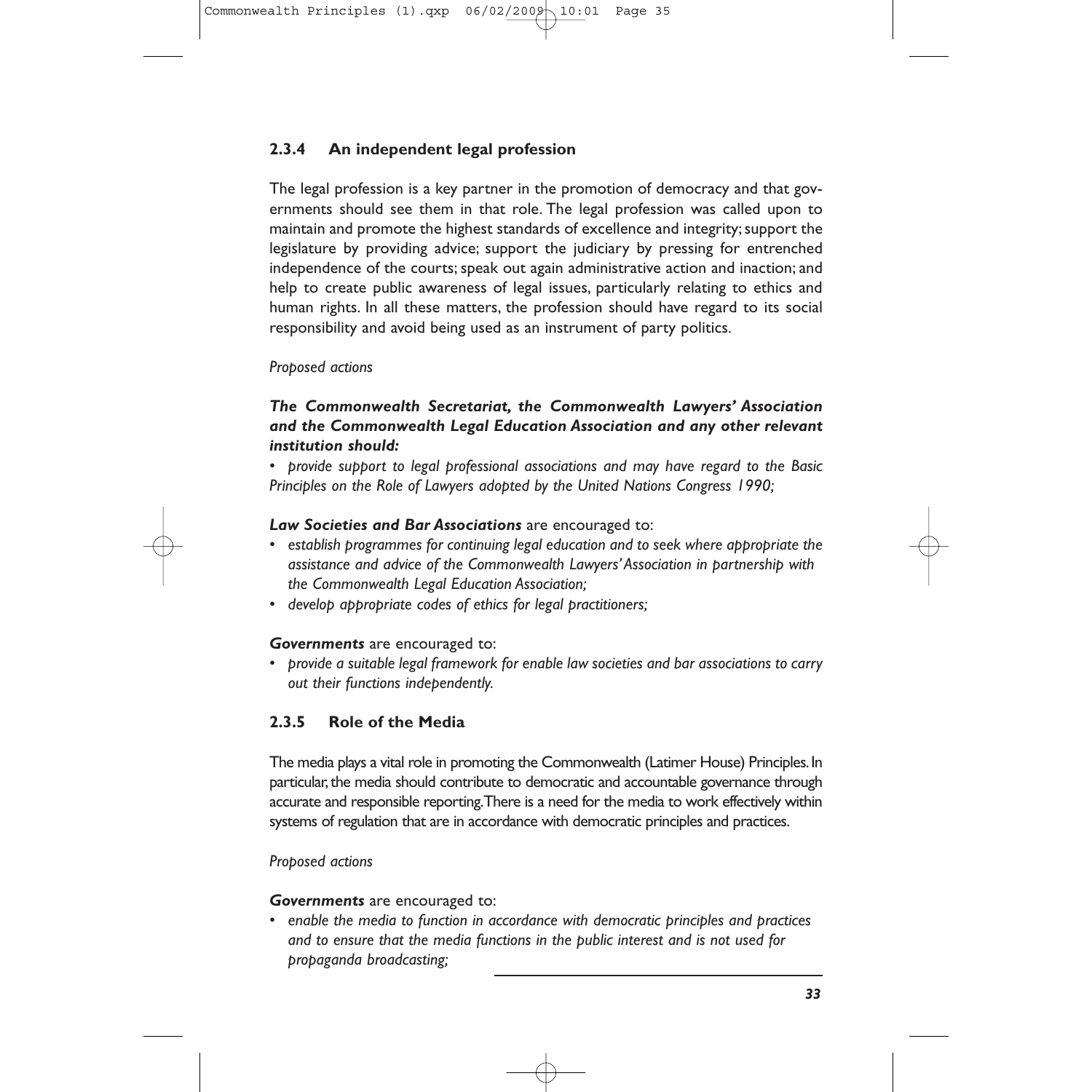### 2.3.4 An independent legal profession

The legal profession is a key partner in the promotion of democracy and that governments should see them in that role. The legal profession was called upon to maintain and promote the highest standards of excellence and integrity; support the legislature by providing advice; support the judiciary by pressing for entrenched independence of the courts; speak out again administrative action and inaction; and help to create public awareness of legal issues, particularly relating to ethics and human rights. In all these matters, the profession should have regard to its social responsibility and avoid being used as an instrument of party politics.

*Proposed actions*

***The Commonwealth Secretariat, the Commonwealth Lawyers' Association and the Commonwealth Legal Education Association and any other relevant institution should:***

- *provide support to legal professional associations and may have regard to the Basic Principles on the Role of Lawyers adopted by the United Nations Congress 1990;*

***Law Societies and Bar Associations*** are encouraged to:

- *establish programmes for continuing legal education and to seek where appropriate the assistance and advice of the Commonwealth Lawyers' Association in partnership with the Commonwealth Legal Education Association;*
- *develop appropriate codes of ethics for legal practitioners;*

***Governments*** are encouraged to:

- *provide a suitable legal framework for enable law societies and bar associations to carry out their functions independently.*

### 2.3.5 Role of the Media

The media plays a vital role in promoting the Commonwealth (Latimer House) Principles. In particular, the media should contribute to democratic and accountable governance through accurate and responsible reporting. There is a need for the media to work effectively within systems of regulation that are in accordance with democratic principles and practices.

*Proposed actions*

***Governments*** are encouraged to:

- *enable the media to function in accordance with democratic principles and practices and to ensure that the media functions in the public interest and is not used for propaganda broadcasting;*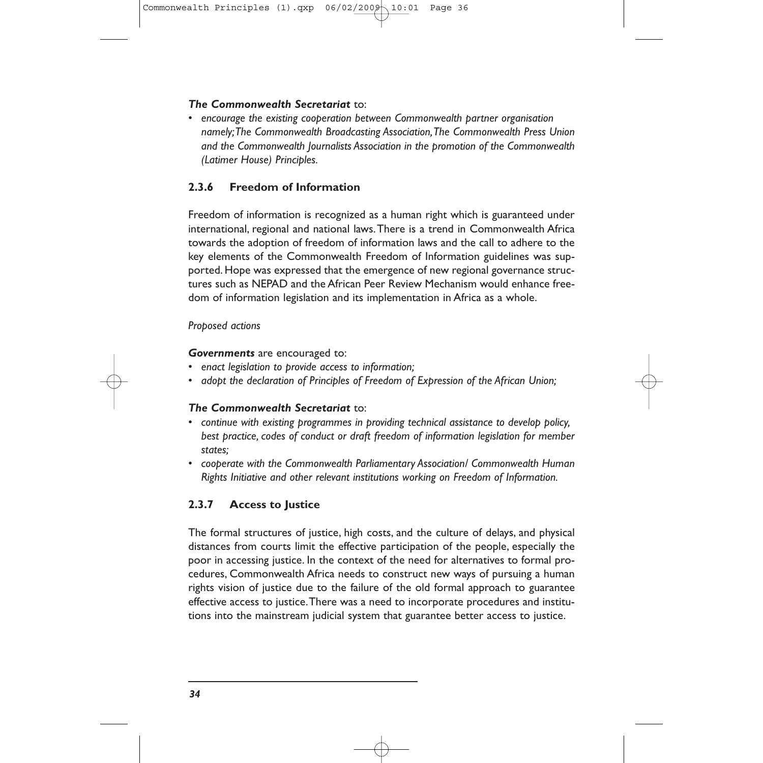***The Commonwealth Secretariat*** to:

- *encourage the existing cooperation between Commonwealth partner organisation namely; The Commonwealth Broadcasting Association, The Commonwealth Press Union and the Commonwealth Journalists Association in the promotion of the Commonwealth (Latimer House) Principles.*

### 2.3.6 Freedom of Information

Freedom of information is recognized as a human right which is guaranteed under international, regional and national laws. There is a trend in Commonwealth Africa towards the adoption of freedom of information laws and the call to adhere to the key elements of the Commonwealth Freedom of Information guidelines was supported. Hope was expressed that the emergence of new regional governance structures such as NEPAD and the African Peer Review Mechanism would enhance freedom of information legislation and its implementation in Africa as a whole.

*Proposed actions*

***Governments*** are encouraged to:

- *enact legislation to provide access to information;*
- *adopt the declaration of Principles of Freedom of Expression of the African Union;*

***The Commonwealth Secretariat*** to:

- *continue with existing programmes in providing technical assistance to develop policy, best practice, codes of conduct or draft freedom of information legislation for member states;*
- *cooperate with the Commonwealth Parliamentary Association/ Commonwealth Human Rights Initiative and other relevant institutions working on Freedom of Information.*

### 2.3.7 Access to Justice

The formal structures of justice, high costs, and the culture of delays, and physical distances from courts limit the effective participation of the people, especially the poor in accessing justice. In the context of the need for alternatives to formal procedures, Commonwealth Africa needs to construct new ways of pursuing a human rights vision of justice due to the failure of the old formal approach to guarantee effective access to justice. There was a need to incorporate procedures and institutions into the mainstream judicial system that guarantee better access to justice.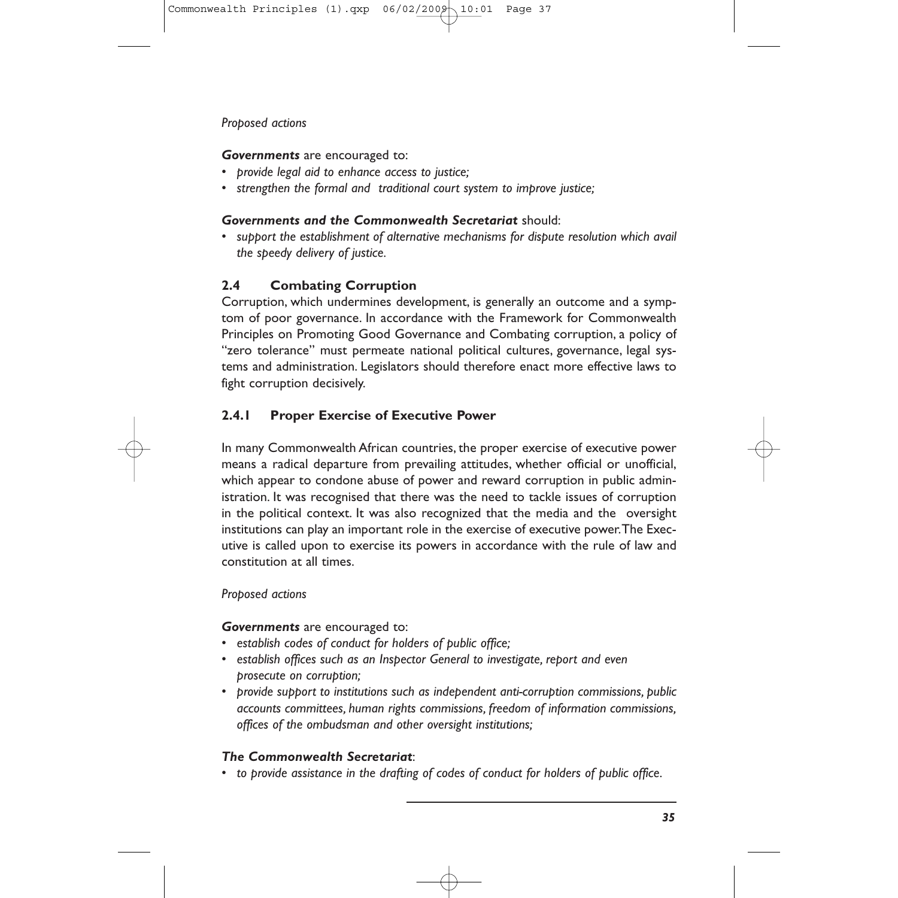*Proposed actions*

***Governments*** are encouraged to:

- *provide legal aid to enhance access to justice;*
- *strengthen the formal and traditional court system to improve justice;*

***Governments and the Commonwealth Secretariat*** should:

- *support the establishment of alternative mechanisms for dispute resolution which avail the speedy delivery of justice.*

## 2.4 Combating Corruption

Corruption, which undermines development, is generally an outcome and a symptom of poor governance. In accordance with the Framework for Commonwealth Principles on Promoting Good Governance and Combating corruption, a policy of "zero tolerance" must permeate national political cultures, governance, legal systems and administration. Legislators should therefore enact more effective laws to fight corruption decisively.

### 2.4.1 Proper Exercise of Executive Power

In many Commonwealth African countries, the proper exercise of executive power means a radical departure from prevailing attitudes, whether official or unofficial, which appear to condone abuse of power and reward corruption in public administration. It was recognised that there was the need to tackle issues of corruption in the political context. It was also recognized that the media and the oversight institutions can play an important role in the exercise of executive power. The Executive is called upon to exercise its powers in accordance with the rule of law and constitution at all times.

*Proposed actions*

***Governments*** are encouraged to:

- *establish codes of conduct for holders of public office;*
- *establish offices such as an Inspector General to investigate, report and even prosecute on corruption;*
- *provide support to institutions such as independent anti-corruption commissions, public accounts committees, human rights commissions, freedom of information commissions, offices of the ombudsman and other oversight institutions;*

***The Commonwealth Secretariat***:

- *to provide assistance in the drafting of codes of conduct for holders of public office.*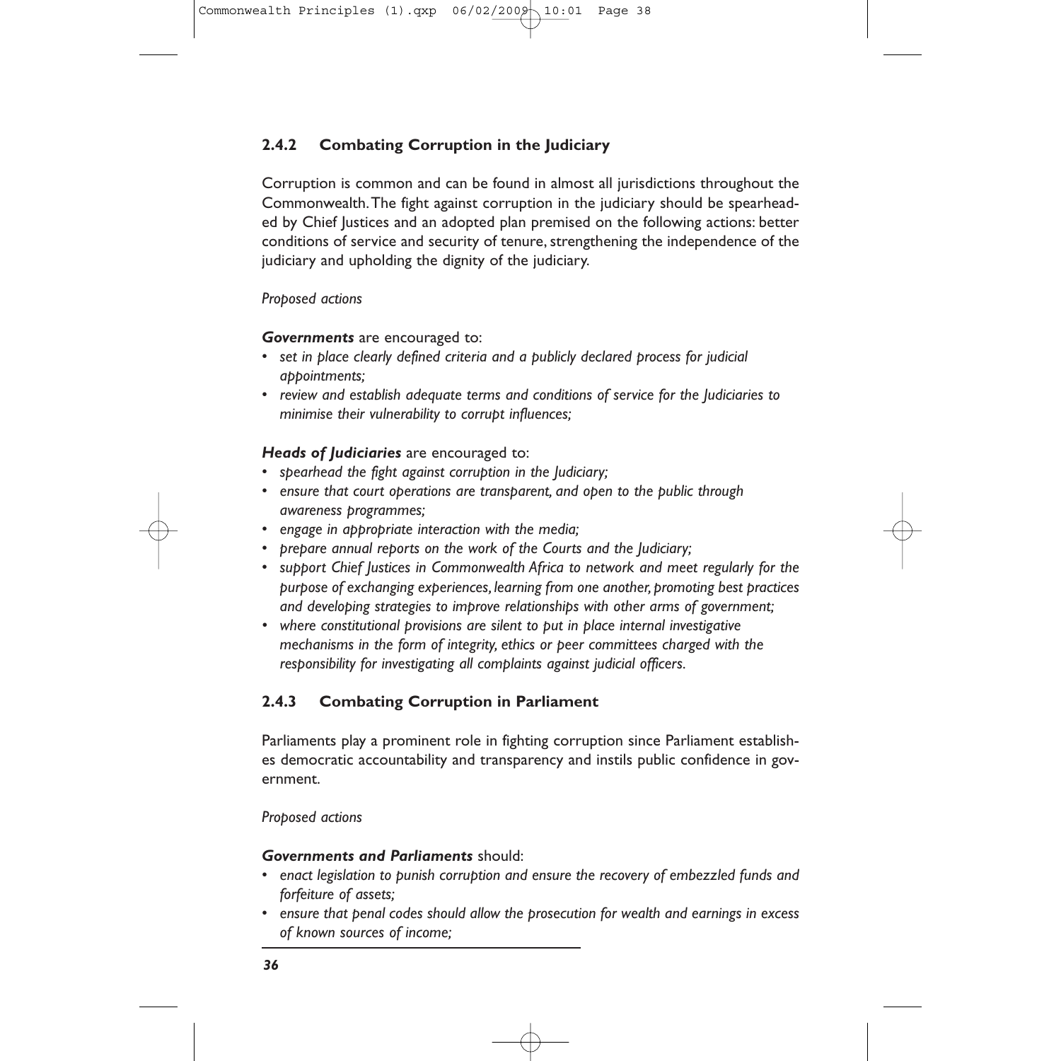### 2.4.2 Combating Corruption in the Judiciary

Corruption is common and can be found in almost all jurisdictions throughout the Commonwealth. The fight against corruption in the judiciary should be spearheaded by Chief Justices and an adopted plan premised on the following actions: better conditions of service and security of tenure, strengthening the independence of the judiciary and upholding the dignity of the judiciary.

*Proposed actions*

***Governments*** are encouraged to:

- *set in place clearly defined criteria and a publicly declared process for judicial appointments;*
- *review and establish adequate terms and conditions of service for the Judiciaries to minimise their vulnerability to corrupt influences;*

***Heads of Judiciaries*** are encouraged to:

- *spearhead the fight against corruption in the Judiciary;*
- *ensure that court operations are transparent, and open to the public through awareness programmes;*
- *engage in appropriate interaction with the media;*
- *prepare annual reports on the work of the Courts and the Judiciary;*
- *support Chief Justices in Commonwealth Africa to network and meet regularly for the purpose of exchanging experiences, learning from one another, promoting best practices and developing strategies to improve relationships with other arms of government;*
- *where constitutional provisions are silent to put in place internal investigative mechanisms in the form of integrity, ethics or peer committees charged with the responsibility for investigating all complaints against judicial officers.*

### 2.4.3 Combating Corruption in Parliament

Parliaments play a prominent role in fighting corruption since Parliament establishes democratic accountability and transparency and instils public confidence in government.

*Proposed actions*

***Governments and Parliaments*** should:

- *enact legislation to punish corruption and ensure the recovery of embezzled funds and forfeiture of assets;*
- *ensure that penal codes should allow the prosecution for wealth and earnings in excess of known sources of income;*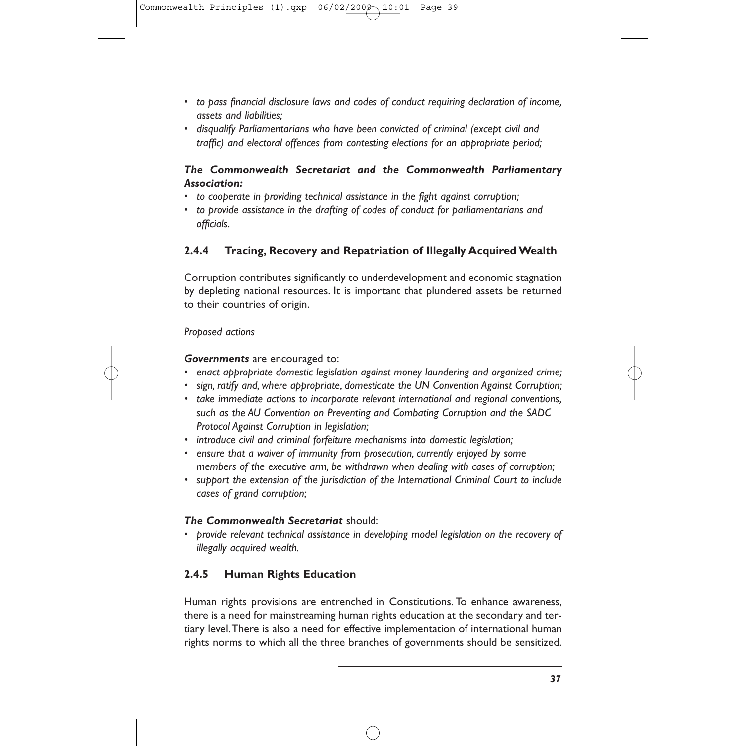- *to pass financial disclosure laws and codes of conduct requiring declaration of income, assets and liabilities;*
- *disqualify Parliamentarians who have been convicted of criminal (except civil and traffic) and electoral offences from contesting elections for an appropriate period;*

***The Commonwealth Secretariat and the Commonwealth Parliamentary Association:***

- *to cooperate in providing technical assistance in the fight against corruption;*
- *to provide assistance in the drafting of codes of conduct for parliamentarians and officials.*

### 2.4.4 Tracing, Recovery and Repatriation of Illegally Acquired Wealth

Corruption contributes significantly to underdevelopment and economic stagnation by depleting national resources. It is important that plundered assets be returned to their countries of origin.

*Proposed actions*

***Governments*** are encouraged to:

- *enact appropriate domestic legislation against money laundering and organized crime;*
- *sign, ratify and, where appropriate, domesticate the UN Convention Against Corruption;*
- *take immediate actions to incorporate relevant international and regional conventions, such as the AU Convention on Preventing and Combating Corruption and the SADC Protocol Against Corruption in legislation;*
- *introduce civil and criminal forfeiture mechanisms into domestic legislation;*
- *ensure that a waiver of immunity from prosecution, currently enjoyed by some members of the executive arm, be withdrawn when dealing with cases of corruption;*
- *support the extension of the jurisdiction of the International Criminal Court to include cases of grand corruption;*

***The Commonwealth Secretariat*** should:

- *provide relevant technical assistance in developing model legislation on the recovery of illegally acquired wealth.*

### 2.4.5 Human Rights Education

Human rights provisions are entrenched in Constitutions. To enhance awareness, there is a need for mainstreaming human rights education at the secondary and tertiary level. There is also a need for effective implementation of international human rights norms to which all the three branches of governments should be sensitized.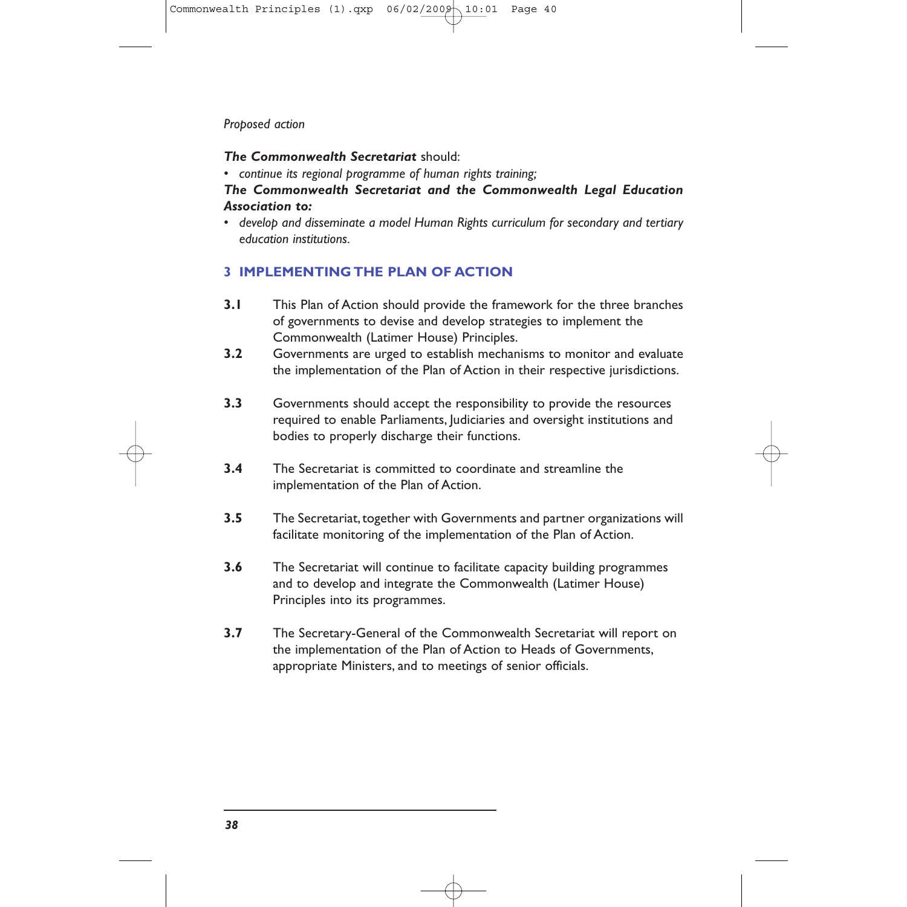*Proposed action*

***The Commonwealth Secretariat*** should:

- *continue its regional programme of human rights training;*

***The Commonwealth Secretariat and the Commonwealth Legal Education Association to:***

- *develop and disseminate a model Human Rights curriculum for secondary and tertiary education institutions.*

## 3 IMPLEMENTING THE PLAN OF ACTION

**3.1** This Plan of Action should provide the framework for the three branches of governments to devise and develop strategies to implement the Commonwealth (Latimer House) Principles.

**3.2** Governments are urged to establish mechanisms to monitor and evaluate the implementation of the Plan of Action in their respective jurisdictions.

**3.3** Governments should accept the responsibility to provide the resources required to enable Parliaments, Judiciaries and oversight institutions and bodies to properly discharge their functions.

**3.4** The Secretariat is committed to coordinate and streamline the implementation of the Plan of Action.

**3.5** The Secretariat, together with Governments and partner organizations will facilitate monitoring of the implementation of the Plan of Action.

**3.6** The Secretariat will continue to facilitate capacity building programmes and to develop and integrate the Commonwealth (Latimer House) Principles into its programmes.

**3.7** The Secretary-General of the Commonwealth Secretariat will report on the implementation of the Plan of Action to Heads of Governments, appropriate Ministers, and to meetings of senior officials.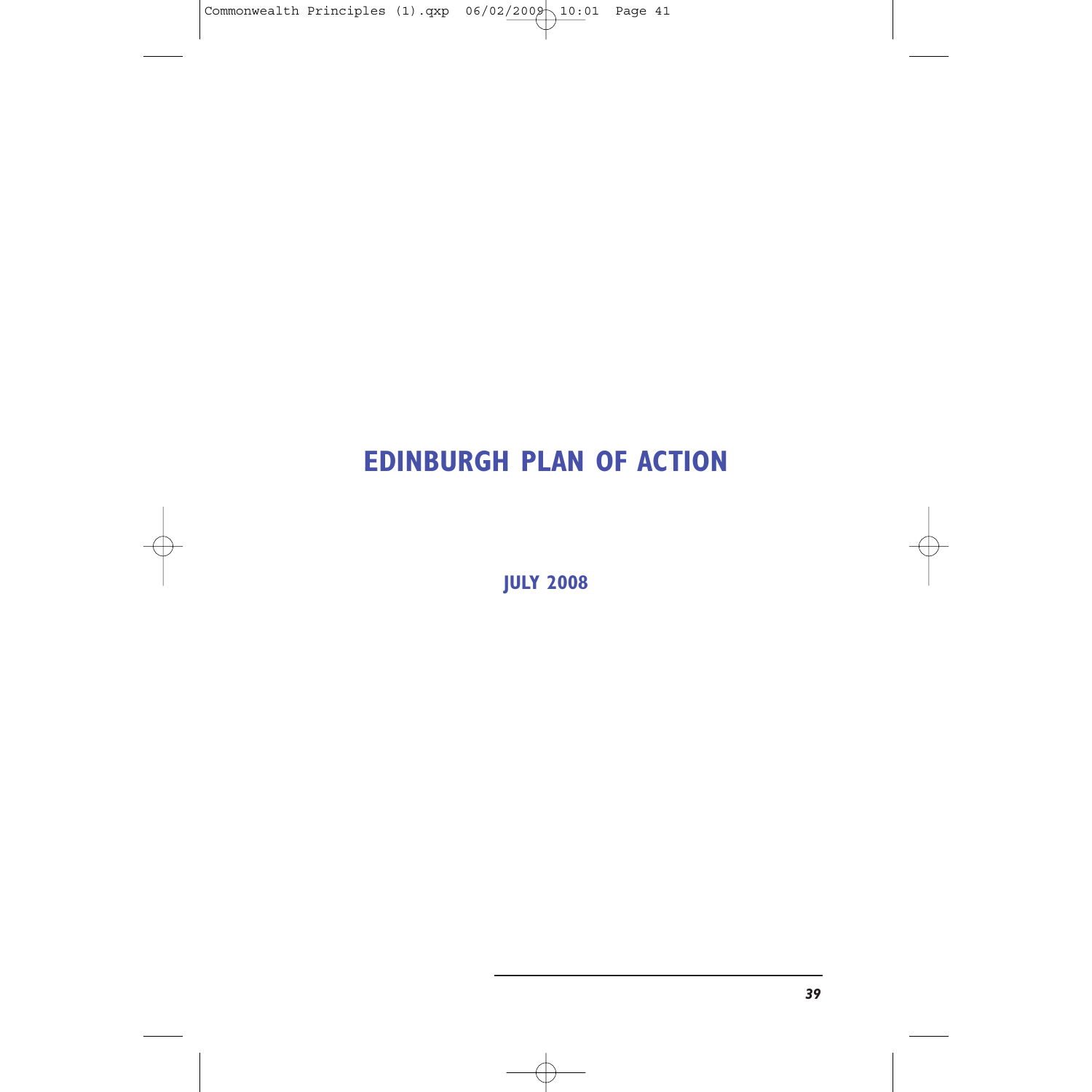# EDINBURGH PLAN OF ACTION

**JULY 2008**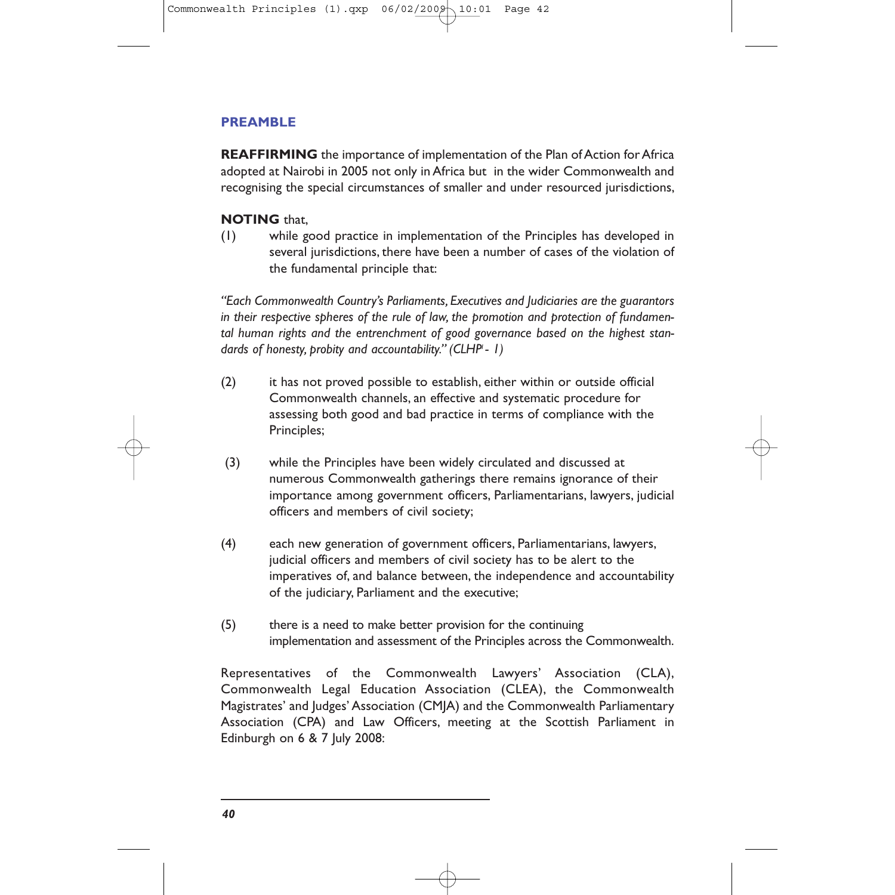## PREAMBLE

**REAFFIRMING** the importance of implementation of the Plan of Action for Africa adopted at Nairobi in 2005 not only in Africa but in the wider Commonwealth and recognising the special circumstances of smaller and under resourced jurisdictions,

**NOTING** that,

(1) while good practice in implementation of the Principles has developed in several jurisdictions, there have been a number of cases of the violation of the fundamental principle that:

*"Each Commonwealth Country's Parliaments, Executives and Judiciaries are the guarantors in their respective spheres of the rule of law, the promotion and protection of fundamental human rights and the entrenchment of good governance based on the highest standards of honesty, probity and accountability." (CLHP[1] - 1)*

(2) it has not proved possible to establish, either within or outside official Commonwealth channels, an effective and systematic procedure for assessing both good and bad practice in terms of compliance with the Principles;

(3) while the Principles have been widely circulated and discussed at numerous Commonwealth gatherings there remains ignorance of their importance among government officers, Parliamentarians, lawyers, judicial officers and members of civil society;

(4) each new generation of government officers, Parliamentarians, lawyers, judicial officers and members of civil society has to be alert to the imperatives of, and balance between, the independence and accountability of the judiciary, Parliament and the executive;

(5) there is a need to make better provision for the continuing implementation and assessment of the Principles across the Commonwealth.

Representatives of the Commonwealth Lawyers' Association (CLA), Commonwealth Legal Education Association (CLEA), the Commonwealth Magistrates' and Judges' Association (CMJA) and the Commonwealth Parliamentary Association (CPA) and Law Officers, meeting at the Scottish Parliament in Edinburgh on 6 & 7 July 2008: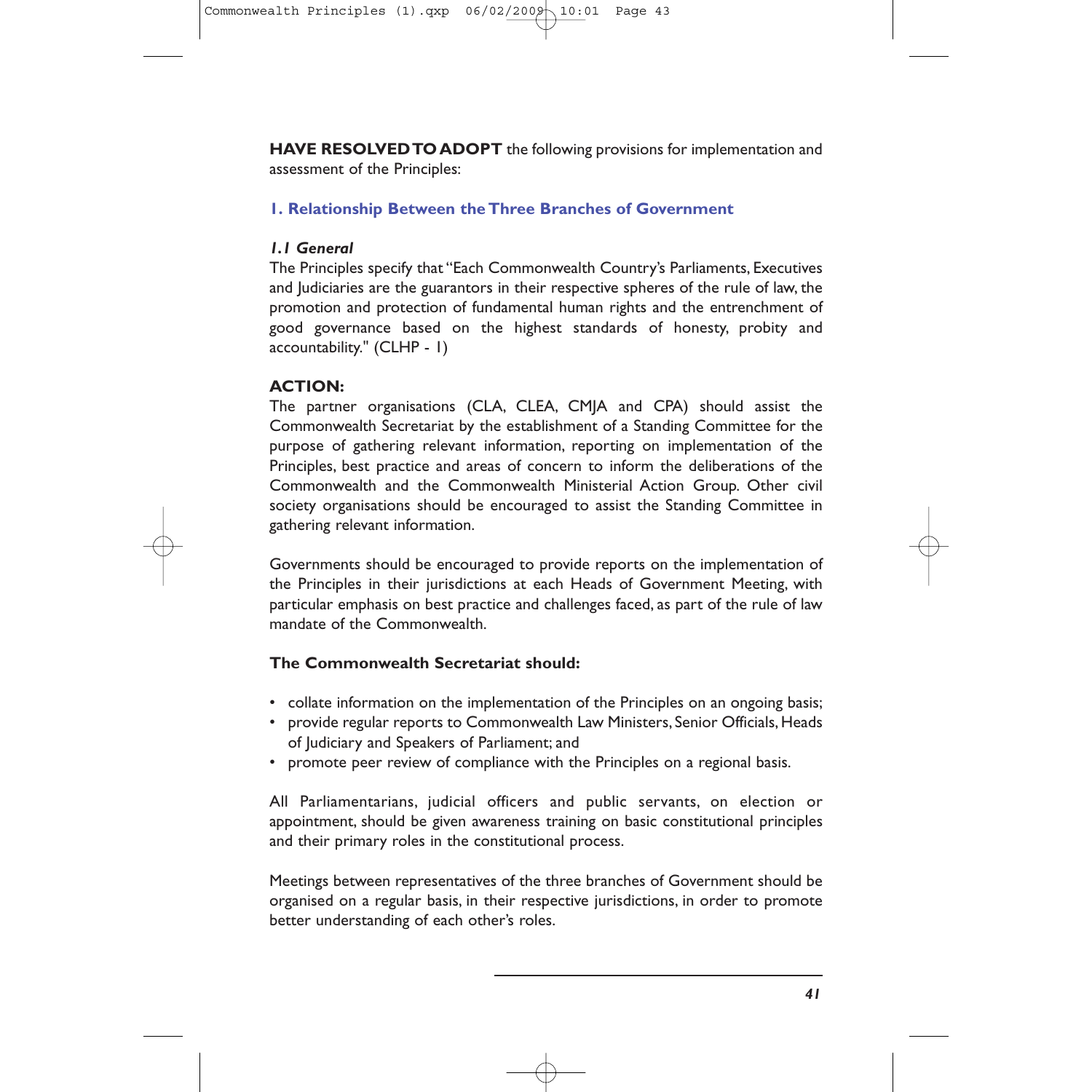**HAVE RESOLVED TO ADOPT** the following provisions for implementation and assessment of the Principles:

## 1. Relationship Between the Three Branches of Government

### *1.1 General*

The Principles specify that "Each Commonwealth Country's Parliaments, Executives and Judiciaries are the guarantors in their respective spheres of the rule of law, the promotion and protection of fundamental human rights and the entrenchment of good governance based on the highest standards of honesty, probity and accountability." (CLHP - 1)

**ACTION:**

The partner organisations (CLA, CLEA, CMJA and CPA) should assist the Commonwealth Secretariat by the establishment of a Standing Committee for the purpose of gathering relevant information, reporting on implementation of the Principles, best practice and areas of concern to inform the deliberations of the Commonwealth and the Commonwealth Ministerial Action Group. Other civil society organisations should be encouraged to assist the Standing Committee in gathering relevant information.

Governments should be encouraged to provide reports on the implementation of the Principles in their jurisdictions at each Heads of Government Meeting, with particular emphasis on best practice and challenges faced, as part of the rule of law mandate of the Commonwealth.

**The Commonwealth Secretariat should:**

- collate information on the implementation of the Principles on an ongoing basis;
- provide regular reports to Commonwealth Law Ministers, Senior Officials, Heads of Judiciary and Speakers of Parliament; and
- promote peer review of compliance with the Principles on a regional basis.

All Parliamentarians, judicial officers and public servants, on election or appointment, should be given awareness training on basic constitutional principles and their primary roles in the constitutional process.

Meetings between representatives of the three branches of Government should be organised on a regular basis, in their respective jurisdictions, in order to promote better understanding of each other's roles.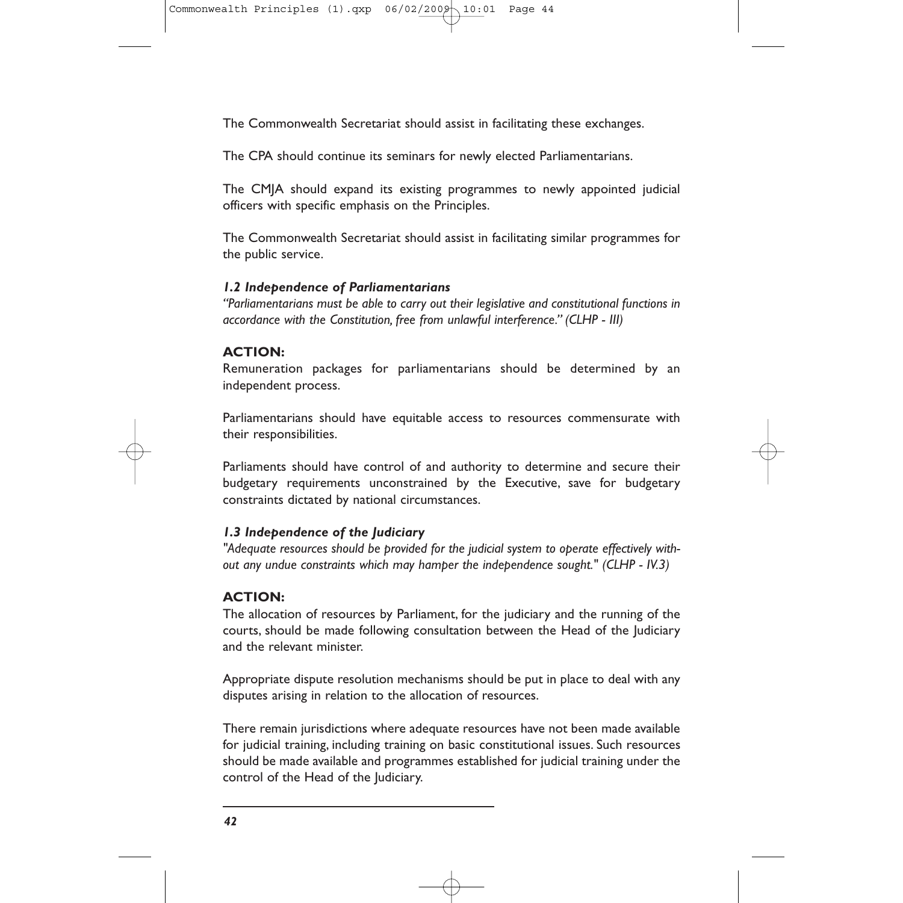The Commonwealth Secretariat should assist in facilitating these exchanges.

The CPA should continue its seminars for newly elected Parliamentarians.

The CMJA should expand its existing programmes to newly appointed judicial officers with specific emphasis on the Principles.

The Commonwealth Secretariat should assist in facilitating similar programmes for the public service.

### *1.2 Independence of Parliamentarians*

*"Parliamentarians must be able to carry out their legislative and constitutional functions in accordance with the Constitution, free from unlawful interference." (CLHP - III)*

**ACTION:**

Remuneration packages for parliamentarians should be determined by an independent process.

Parliamentarians should have equitable access to resources commensurate with their responsibilities.

Parliaments should have control of and authority to determine and secure their budgetary requirements unconstrained by the Executive, save for budgetary constraints dictated by national circumstances.

### *1.3 Independence of the Judiciary*

*"Adequate resources should be provided for the judicial system to operate effectively without any undue constraints which may hamper the independence sought." (CLHP - IV.3)*

**ACTION:**

The allocation of resources by Parliament, for the judiciary and the running of the courts, should be made following consultation between the Head of the Judiciary and the relevant minister.

Appropriate dispute resolution mechanisms should be put in place to deal with any disputes arising in relation to the allocation of resources.

There remain jurisdictions where adequate resources have not been made available for judicial training, including training on basic constitutional issues. Such resources should be made available and programmes established for judicial training under the control of the Head of the Judiciary.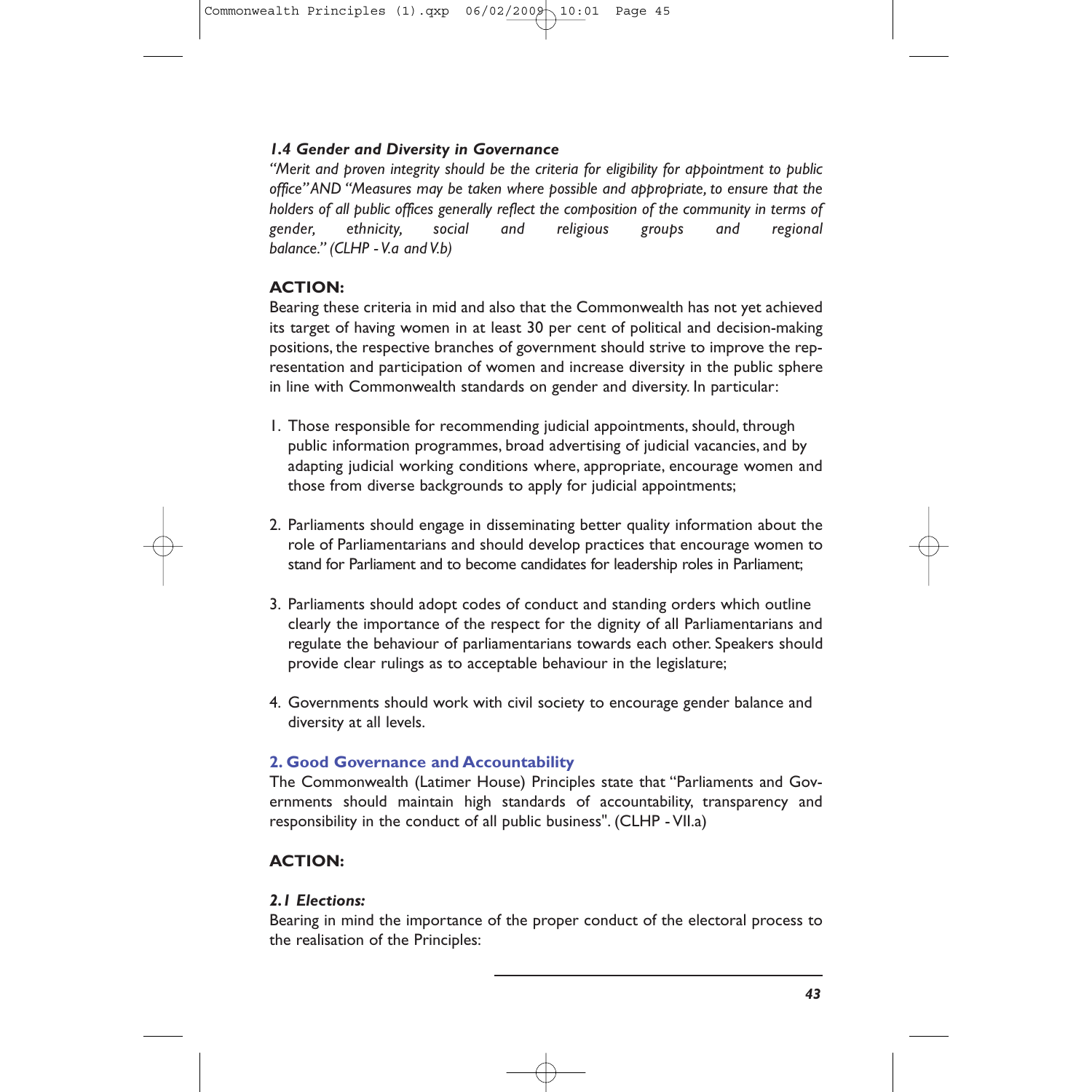### *1.4 Gender and Diversity in Governance*

*"Merit and proven integrity should be the criteria for eligibility for appointment to public office" AND "Measures may be taken where possible and appropriate, to ensure that the holders of all public offices generally reflect the composition of the community in terms of gender, ethnicity, social and religious groups and regional balance." (CLHP - V.a and V.b)*

**ACTION:**

Bearing these criteria in mid and also that the Commonwealth has not yet achieved its target of having women in at least 30 per cent of political and decision-making positions, the respective branches of government should strive to improve the representation and participation of women and increase diversity in the public sphere in line with Commonwealth standards on gender and diversity. In particular:

1. Those responsible for recommending judicial appointments, should, through public information programmes, broad advertising of judicial vacancies, and by adapting judicial working conditions where, appropriate, encourage women and those from diverse backgrounds to apply for judicial appointments;
2. Parliaments should engage in disseminating better quality information about the role of Parliamentarians and should develop practices that encourage women to stand for Parliament and to become candidates for leadership roles in Parliament;
3. Parliaments should adopt codes of conduct and standing orders which outline clearly the importance of the respect for the dignity of all Parliamentarians and regulate the behaviour of parliamentarians towards each other. Speakers should provide clear rulings as to acceptable behaviour in the legislature;
4. Governments should work with civil society to encourage gender balance and diversity at all levels.

## 2. Good Governance and Accountability

The Commonwealth (Latimer House) Principles state that "Parliaments and Governments should maintain high standards of accountability, transparency and responsibility in the conduct of all public business". (CLHP - VII.a)

**ACTION:**

### *2.1 Elections:*

Bearing in mind the importance of the proper conduct of the electoral process to the realisation of the Principles: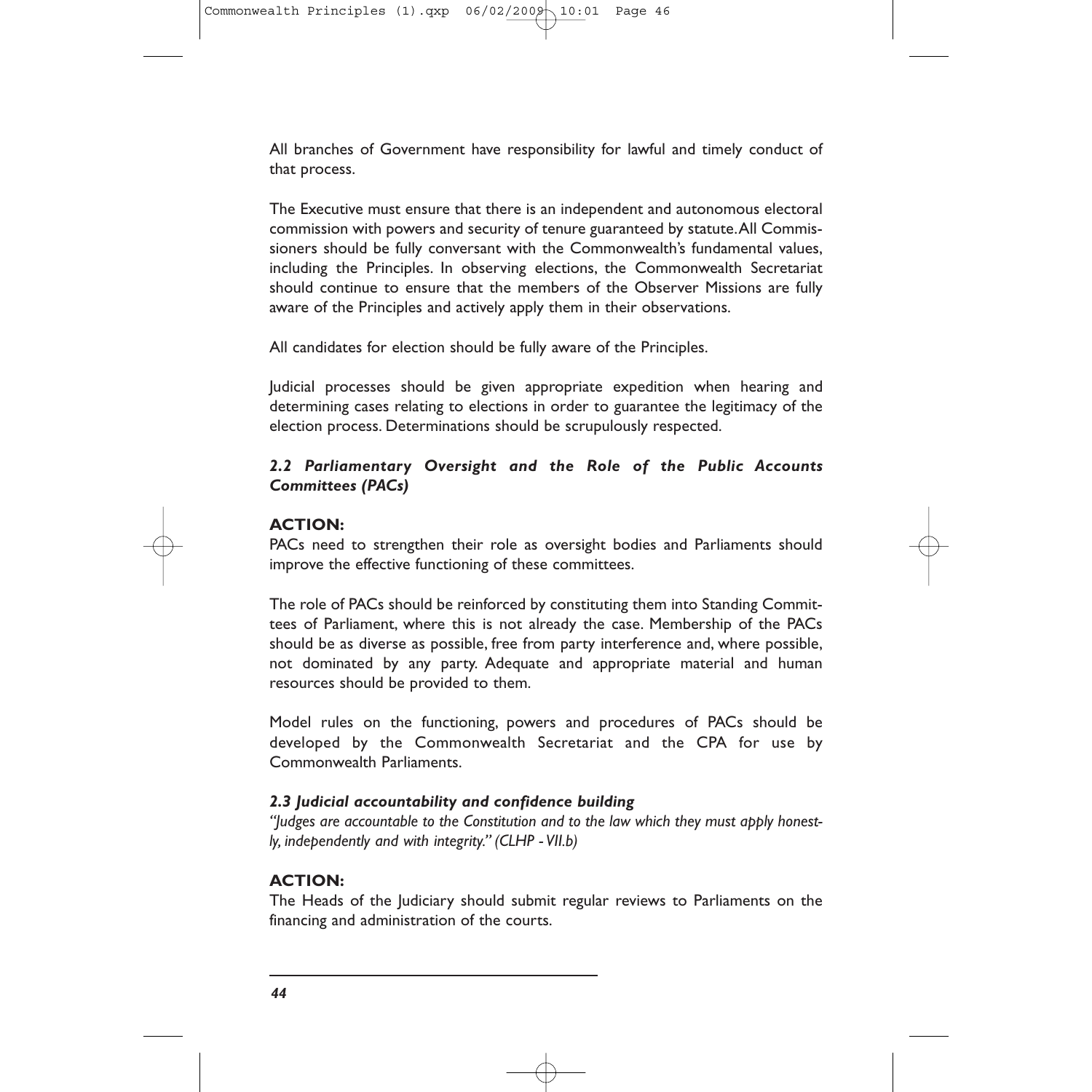All branches of Government have responsibility for lawful and timely conduct of that process.

The Executive must ensure that there is an independent and autonomous electoral commission with powers and security of tenure guaranteed by statute. All Commissioners should be fully conversant with the Commonwealth's fundamental values, including the Principles. In observing elections, the Commonwealth Secretariat should continue to ensure that the members of the Observer Missions are fully aware of the Principles and actively apply them in their observations.

All candidates for election should be fully aware of the Principles.

Judicial processes should be given appropriate expedition when hearing and determining cases relating to elections in order to guarantee the legitimacy of the election process. Determinations should be scrupulously respected.

### *2.2 Parliamentary Oversight and the Role of the Public Accounts Committees (PACs)*

**ACTION:**

PACs need to strengthen their role as oversight bodies and Parliaments should improve the effective functioning of these committees.

The role of PACs should be reinforced by constituting them into Standing Committees of Parliament, where this is not already the case. Membership of the PACs should be as diverse as possible, free from party interference and, where possible, not dominated by any party. Adequate and appropriate material and human resources should be provided to them.

Model rules on the functioning, powers and procedures of PACs should be developed by the Commonwealth Secretariat and the CPA for use by Commonwealth Parliaments.

### *2.3 Judicial accountability and confidence building*

*"Judges are accountable to the Constitution and to the law which they must apply honestly, independently and with integrity." (CLHP - VII.b)*

**ACTION:**

The Heads of the Judiciary should submit regular reviews to Parliaments on the financing and administration of the courts.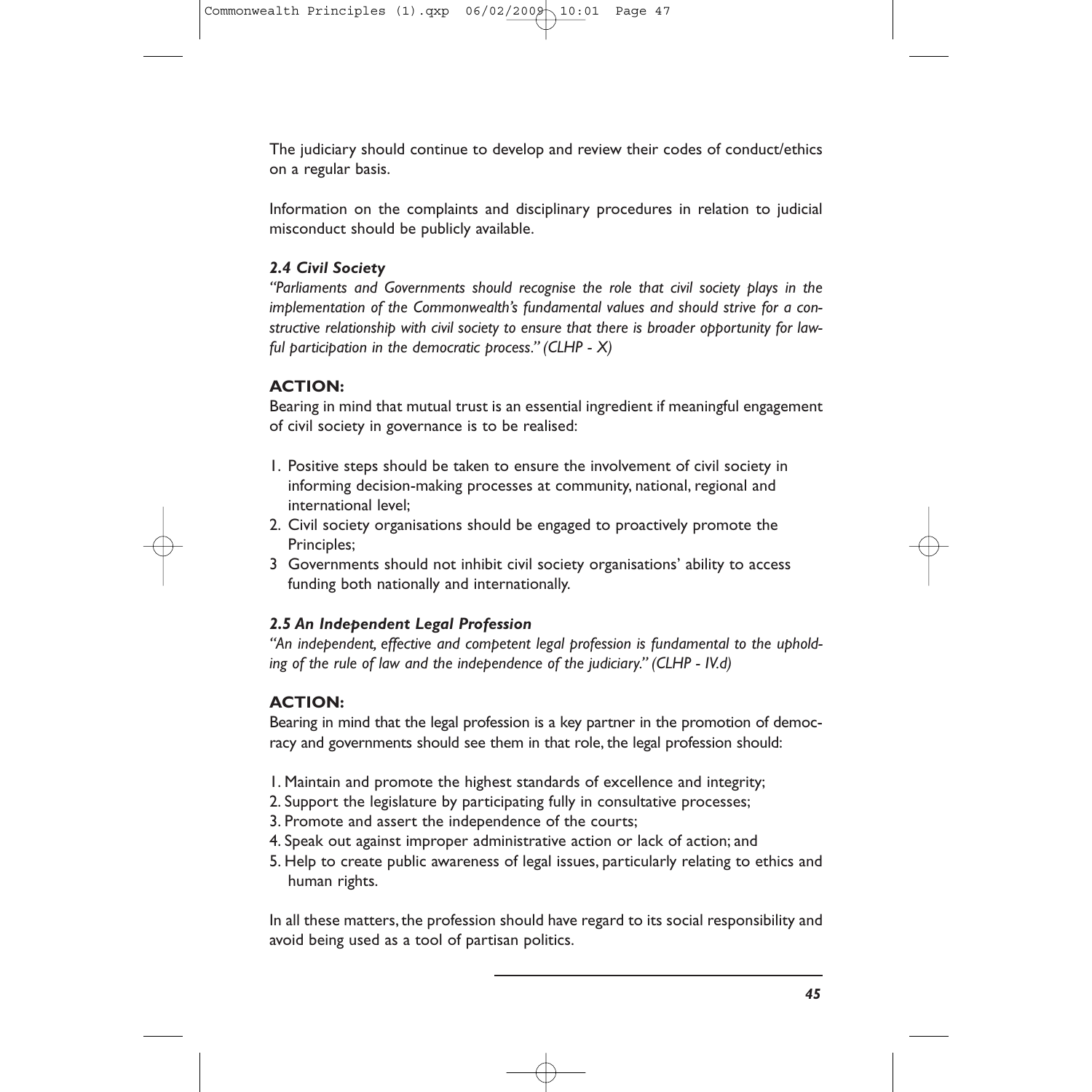The judiciary should continue to develop and review their codes of conduct/ethics on a regular basis.

Information on the complaints and disciplinary procedures in relation to judicial misconduct should be publicly available.

### *2.4 Civil Society*

*"Parliaments and Governments should recognise the role that civil society plays in the implementation of the Commonwealth's fundamental values and should strive for a constructive relationship with civil society to ensure that there is broader opportunity for lawful participation in the democratic process." (CLHP - X)*

**ACTION:**

Bearing in mind that mutual trust is an essential ingredient if meaningful engagement of civil society in governance is to be realised:

1. Positive steps should be taken to ensure the involvement of civil society in informing decision-making processes at community, national, regional and international level;
2. Civil society organisations should be engaged to proactively promote the Principles;
3. Governments should not inhibit civil society organisations' ability to access funding both nationally and internationally.

### *2.5 An Independent Legal Profession*

*"An independent, effective and competent legal profession is fundamental to the upholding of the rule of law and the independence of the judiciary." (CLHP - IV.d)*

**ACTION:**

Bearing in mind that the legal profession is a key partner in the promotion of democracy and governments should see them in that role, the legal profession should:

1. Maintain and promote the highest standards of excellence and integrity;
2. Support the legislature by participating fully in consultative processes;
3. Promote and assert the independence of the courts;
4. Speak out against improper administrative action or lack of action; and
5. Help to create public awareness of legal issues, particularly relating to ethics and human rights.

In all these matters, the profession should have regard to its social responsibility and avoid being used as a tool of partisan politics.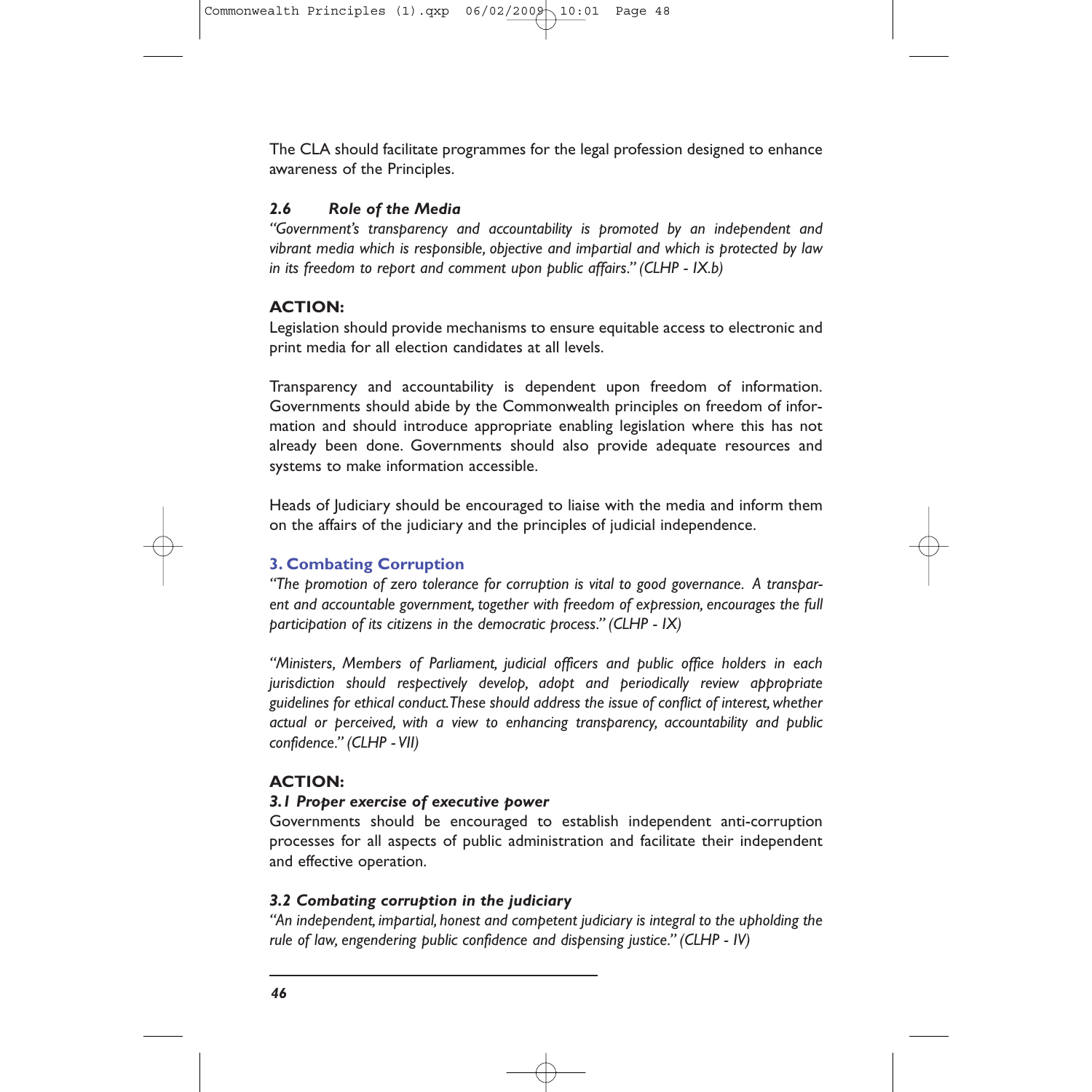The CLA should facilitate programmes for the legal profession designed to enhance awareness of the Principles.

### *2.6 Role of the Media*

*"Government's transparency and accountability is promoted by an independent and vibrant media which is responsible, objective and impartial and which is protected by law in its freedom to report and comment upon public affairs." (CLHP - IX.b)*

**ACTION:**

Legislation should provide mechanisms to ensure equitable access to electronic and print media for all election candidates at all levels.

Transparency and accountability is dependent upon freedom of information. Governments should abide by the Commonwealth principles on freedom of information and should introduce appropriate enabling legislation where this has not already been done. Governments should also provide adequate resources and systems to make information accessible.

Heads of Judiciary should be encouraged to liaise with the media and inform them on the affairs of the judiciary and the principles of judicial independence.

## 3. Combating Corruption

*"The promotion of zero tolerance for corruption is vital to good governance. A transparent and accountable government, together with freedom of expression, encourages the full participation of its citizens in the democratic process." (CLHP - IX)*

*"Ministers, Members of Parliament, judicial officers and public office holders in each jurisdiction should respectively develop, adopt and periodically review appropriate guidelines for ethical conduct. These should address the issue of conflict of interest, whether actual or perceived, with a view to enhancing transparency, accountability and public confidence." (CLHP - VII)*

**ACTION:**

### *3.1 Proper exercise of executive power*

Governments should be encouraged to establish independent anti-corruption processes for all aspects of public administration and facilitate their independent and effective operation.

### *3.2 Combating corruption in the judiciary*

*"An independent, impartial, honest and competent judiciary is integral to the upholding the rule of law, engendering public confidence and dispensing justice." (CLHP - IV)*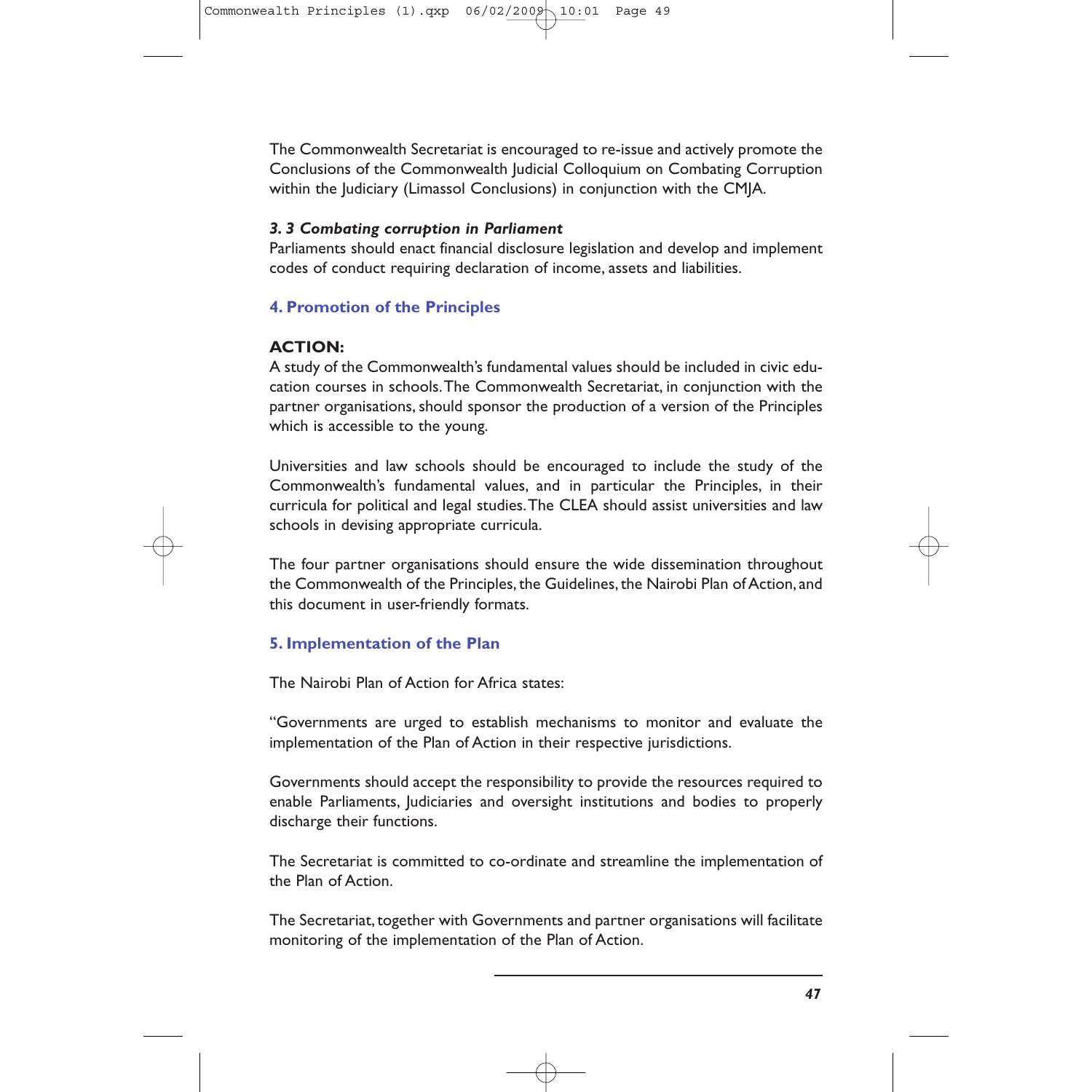The Commonwealth Secretariat is encouraged to re-issue and actively promote the Conclusions of the Commonwealth Judicial Colloquium on Combating Corruption within the Judiciary (Limassol Conclusions) in conjunction with the CMJA.

***3. 3 Combating corruption in Parliament***

Parliaments should enact financial disclosure legislation and develop and implement codes of conduct requiring declaration of income, assets and liabilities.

## 4. Promotion of the Principles

**ACTION:**

A study of the Commonwealth's fundamental values should be included in civic education courses in schools. The Commonwealth Secretariat, in conjunction with the partner organisations, should sponsor the production of a version of the Principles which is accessible to the young.

Universities and law schools should be encouraged to include the study of the Commonwealth's fundamental values, and in particular the Principles, in their curricula for political and legal studies. The CLEA should assist universities and law schools in devising appropriate curricula.

The four partner organisations should ensure the wide dissemination throughout the Commonwealth of the Principles, the Guidelines, the Nairobi Plan of Action, and this document in user-friendly formats.

## 5. Implementation of the Plan

The Nairobi Plan of Action for Africa states:

"Governments are urged to establish mechanisms to monitor and evaluate the implementation of the Plan of Action in their respective jurisdictions.

Governments should accept the responsibility to provide the resources required to enable Parliaments, Judiciaries and oversight institutions and bodies to properly discharge their functions.

The Secretariat is committed to co-ordinate and streamline the implementation of the Plan of Action.

The Secretariat, together with Governments and partner organisations will facilitate monitoring of the implementation of the Plan of Action.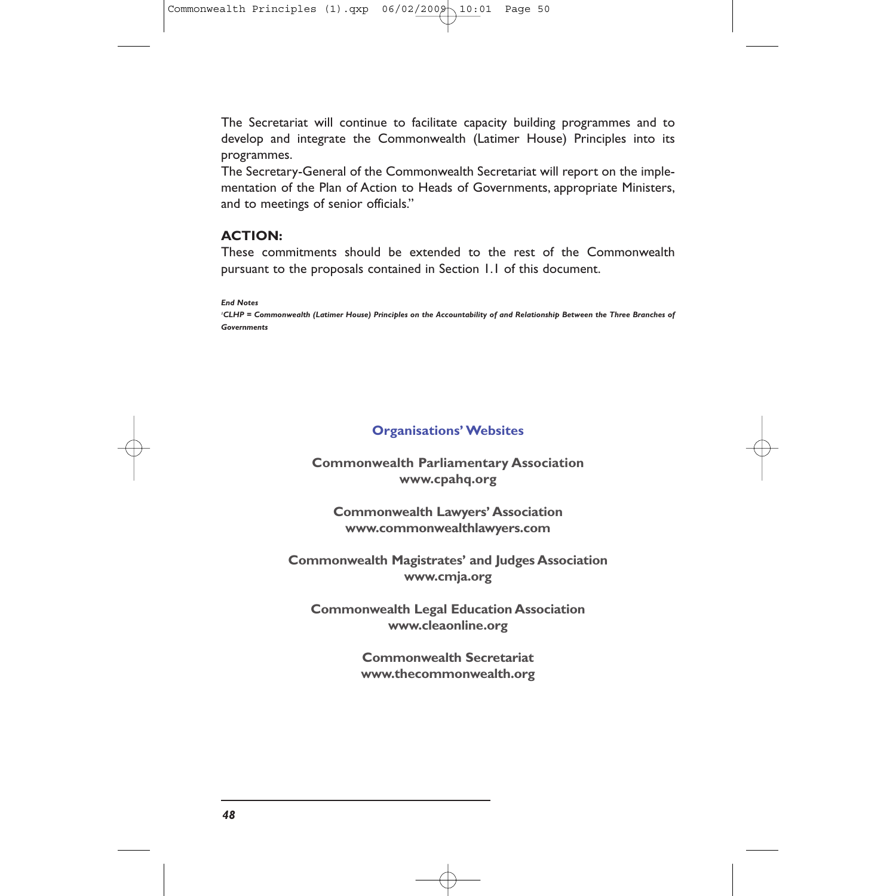The Secretariat will continue to facilitate capacity building programmes and to develop and integrate the Commonwealth (Latimer House) Principles into its programmes.

The Secretary-General of the Commonwealth Secretariat will report on the implementation of the Plan of Action to Heads of Governments, appropriate Ministers, and to meetings of senior officials."

**ACTION:**

These commitments should be extended to the rest of the Commonwealth pursuant to the proposals contained in Section 1.1 of this document.

***End Notes***

[1]***CLHP = Commonwealth (Latimer House) Principles on the Accountability of and Relationship Between the Three Branches of Governments***

## Organisations' Websites

**Commonwealth Parliamentary Association**
**www.cpahq.org**

**Commonwealth Lawyers' Association**
**www.commonwealthlawyers.com**

**Commonwealth Magistrates' and Judges Association**
**www.cmja.org**

**Commonwealth Legal Education Association**
**www.cleaonline.org**

**Commonwealth Secretariat**
**www.thecommonwealth.org**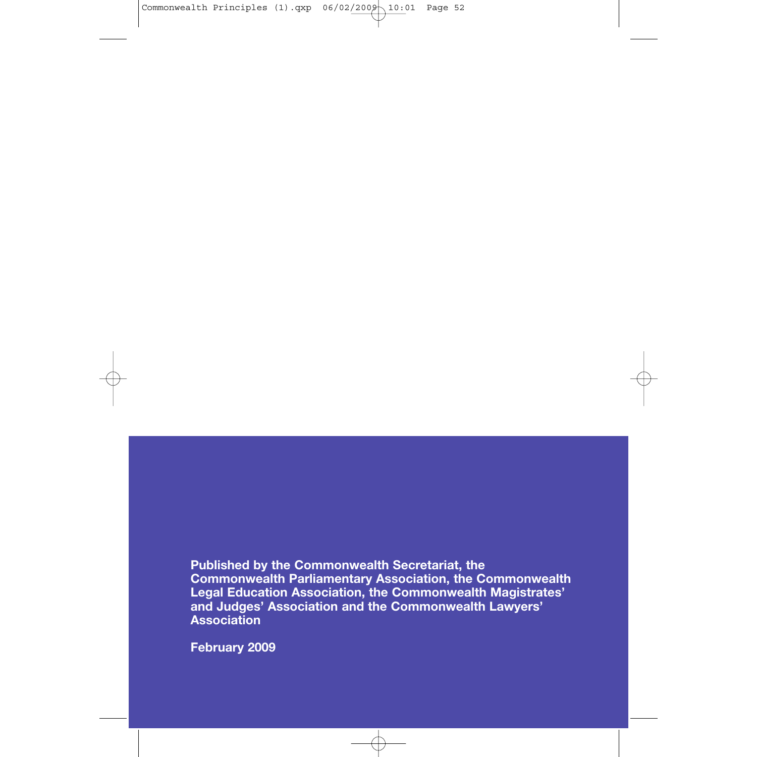**Published by the Commonwealth Secretariat, the Commonwealth Parliamentary Association, the Commonwealth Legal Education Association, the Commonwealth Magistrates' and Judges' Association and the Commonwealth Lawyers' Association**

**February 2009**